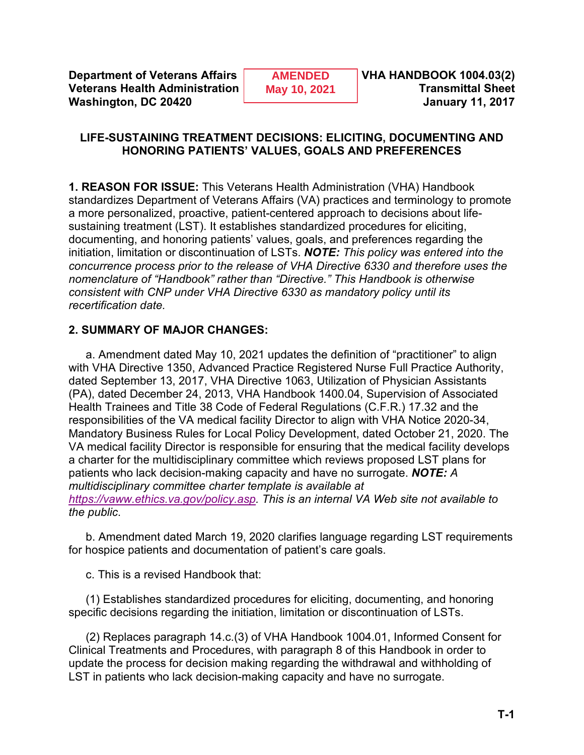**Department of Veterans Affairs**
**Veterans Health Administration**
**Washington, DC 20420**

**AMENDED**
**May 10, 2021**

**VHA HANDBOOK 1004.03(2)**
**Transmittal Sheet**
**January 11, 2017**

## LIFE-SUSTAINING TREATMENT DECISIONS: ELICITING, DOCUMENTING AND HONORING PATIENTS' VALUES, GOALS AND PREFERENCES

**1. REASON FOR ISSUE:** This Veterans Health Administration (VHA) Handbook standardizes Department of Veterans Affairs (VA) practices and terminology to promote a more personalized, proactive, patient-centered approach to decisions about life-sustaining treatment (LST). It establishes standardized procedures for eliciting, documenting, and honoring patients' values, goals, and preferences regarding the initiation, limitation or discontinuation of LSTs. ***NOTE:*** *This policy was entered into the concurrence process prior to the release of VHA Directive 6330 and therefore uses the nomenclature of "Handbook" rather than "Directive." This Handbook is otherwise consistent with CNP under VHA Directive 6330 as mandatory policy until its recertification date.*

**2. SUMMARY OF MAJOR CHANGES:**

a. Amendment dated May 10, 2021 updates the definition of "practitioner" to align with VHA Directive 1350, Advanced Practice Registered Nurse Full Practice Authority, dated September 13, 2017, VHA Directive 1063, Utilization of Physician Assistants (PA), dated December 24, 2013, VHA Handbook 1400.04, Supervision of Associated Health Trainees and Title 38 Code of Federal Regulations (C.F.R.) 17.32 and the responsibilities of the VA medical facility Director to align with VHA Notice 2020-34, Mandatory Business Rules for Local Policy Development, dated October 21, 2020. The VA medical facility Director is responsible for ensuring that the medical facility develops a charter for the multidisciplinary committee which reviews proposed LST plans for patients who lack decision-making capacity and have no surrogate. ***NOTE:*** *A multidisciplinary committee charter template is available at [https://vaww.ethics.va.gov/policy.asp](https://vaww.ethics.va.gov/policy.asp). This is an internal VA Web site not available to the public*.

b. Amendment dated March 19, 2020 clarifies language regarding LST requirements for hospice patients and documentation of patient's care goals.

c. This is a revised Handbook that:

(1) Establishes standardized procedures for eliciting, documenting, and honoring specific decisions regarding the initiation, limitation or discontinuation of LSTs.

(2) Replaces paragraph 14.c.(3) of VHA Handbook 1004.01, Informed Consent for Clinical Treatments and Procedures, with paragraph 8 of this Handbook in order to update the process for decision making regarding the withdrawal and withholding of LST in patients who lack decision-making capacity and have no surrogate.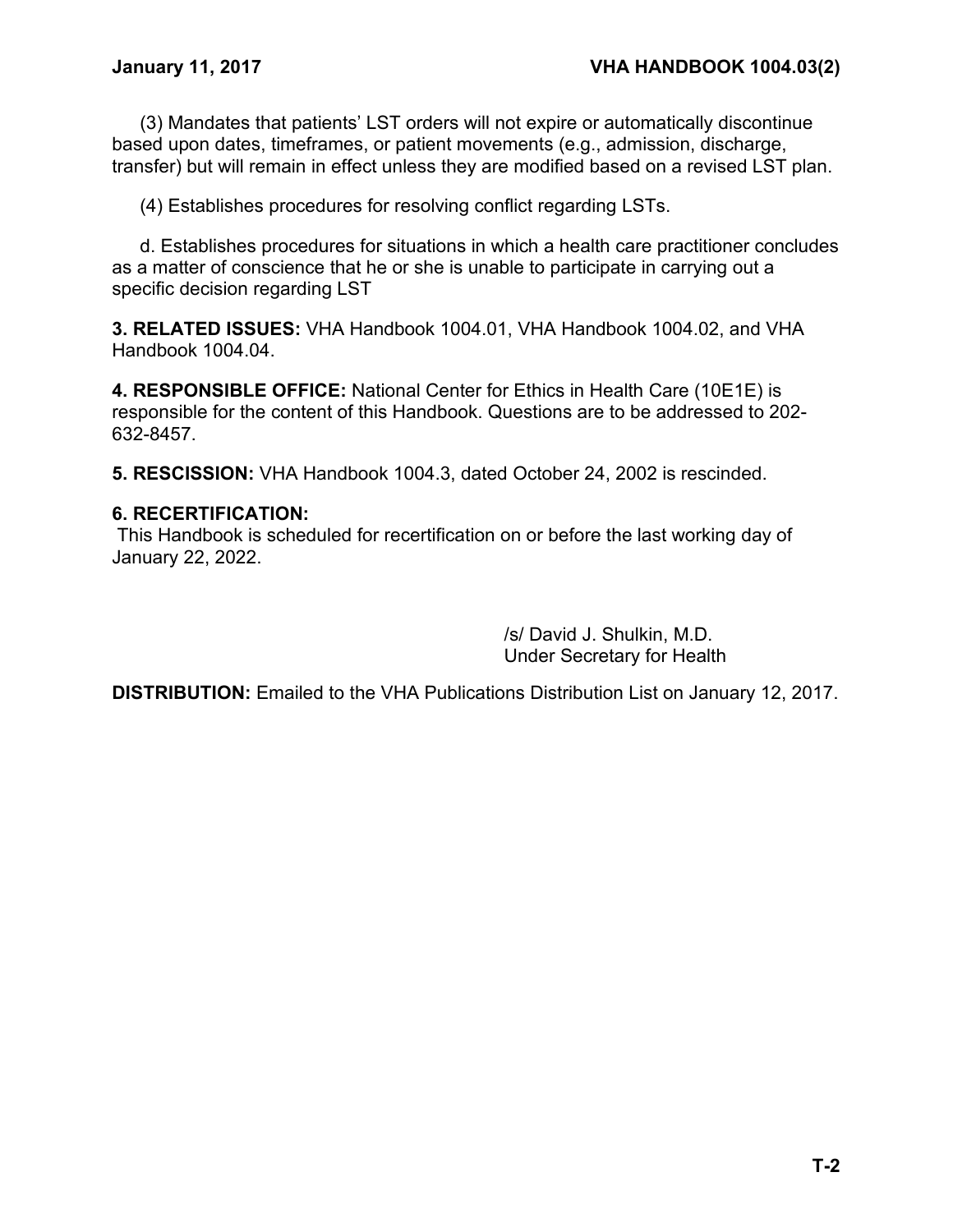(3) Mandates that patients' LST orders will not expire or automatically discontinue based upon dates, timeframes, or patient movements (e.g., admission, discharge, transfer) but will remain in effect unless they are modified based on a revised LST plan.

(4) Establishes procedures for resolving conflict regarding LSTs.

d. Establishes procedures for situations in which a health care practitioner concludes as a matter of conscience that he or she is unable to participate in carrying out a specific decision regarding LST

**3. RELATED ISSUES:** VHA Handbook 1004.01, VHA Handbook 1004.02, and VHA Handbook 1004.04.

**4. RESPONSIBLE OFFICE:** National Center for Ethics in Health Care (10E1E) is responsible for the content of this Handbook. Questions are to be addressed to 202-632-8457.

**5. RESCISSION:** VHA Handbook 1004.3, dated October 24, 2002 is rescinded.

**6. RECERTIFICATION:**
This Handbook is scheduled for recertification on or before the last working day of January 22, 2022.

/s/ David J. Shulkin, M.D.
Under Secretary for Health

**DISTRIBUTION:** Emailed to the VHA Publications Distribution List on January 12, 2017.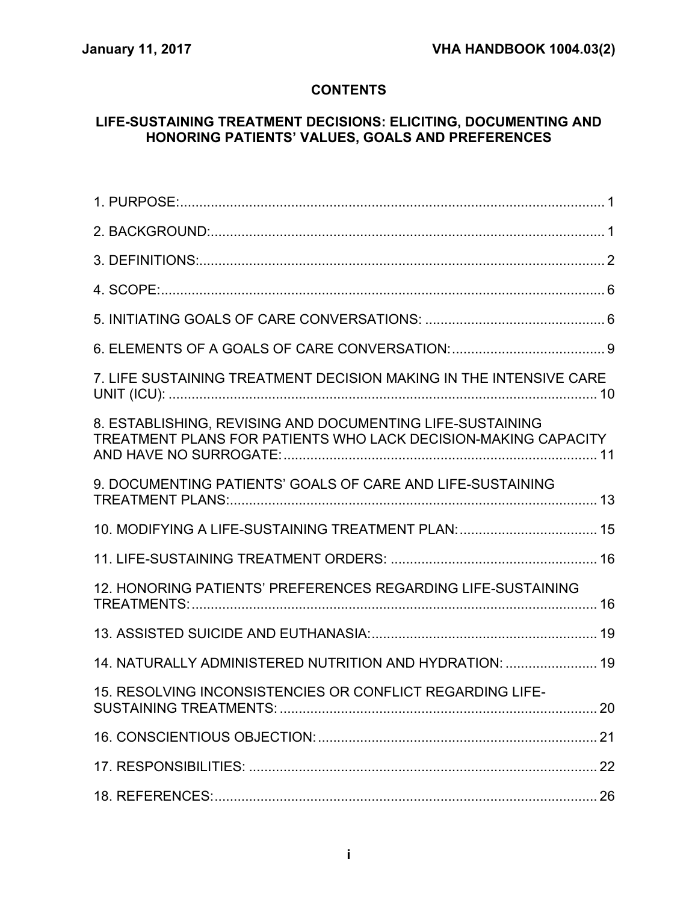# CONTENTS

## LIFE-SUSTAINING TREATMENT DECISIONS: ELICITING, DOCUMENTING AND HONORING PATIENTS' VALUES, GOALS AND PREFERENCES

1. PURPOSE: ........ 1
2. BACKGROUND: ........ 1
3. DEFINITIONS: ........ 2
4. SCOPE: ........ 6
5. INITIATING GOALS OF CARE CONVERSATIONS: ........ 6
6. ELEMENTS OF A GOALS OF CARE CONVERSATION: ........ 9
7. LIFE SUSTAINING TREATMENT DECISION MAKING IN THE INTENSIVE CARE UNIT (ICU): ........ 10
8. ESTABLISHING, REVISING AND DOCUMENTING LIFE-SUSTAINING TREATMENT PLANS FOR PATIENTS WHO LACK DECISION-MAKING CAPACITY AND HAVE NO SURROGATE: ........ 11
9. DOCUMENTING PATIENTS' GOALS OF CARE AND LIFE-SUSTAINING TREATMENT PLANS: ........ 13
10. MODIFYING A LIFE-SUSTAINING TREATMENT PLAN: ........ 15
11. LIFE-SUSTAINING TREATMENT ORDERS: ........ 16
12. HONORING PATIENTS' PREFERENCES REGARDING LIFE-SUSTAINING TREATMENTS: ........ 16
13. ASSISTED SUICIDE AND EUTHANASIA: ........ 19
14. NATURALLY ADMINISTERED NUTRITION AND HYDRATION: ........ 19
15. RESOLVING INCONSISTENCIES OR CONFLICT REGARDING LIFE-SUSTAINING TREATMENTS: ........ 20
16. CONSCIENTIOUS OBJECTION: ........ 21
17. RESPONSIBILITIES: ........ 22
18. REFERENCES: ........ 26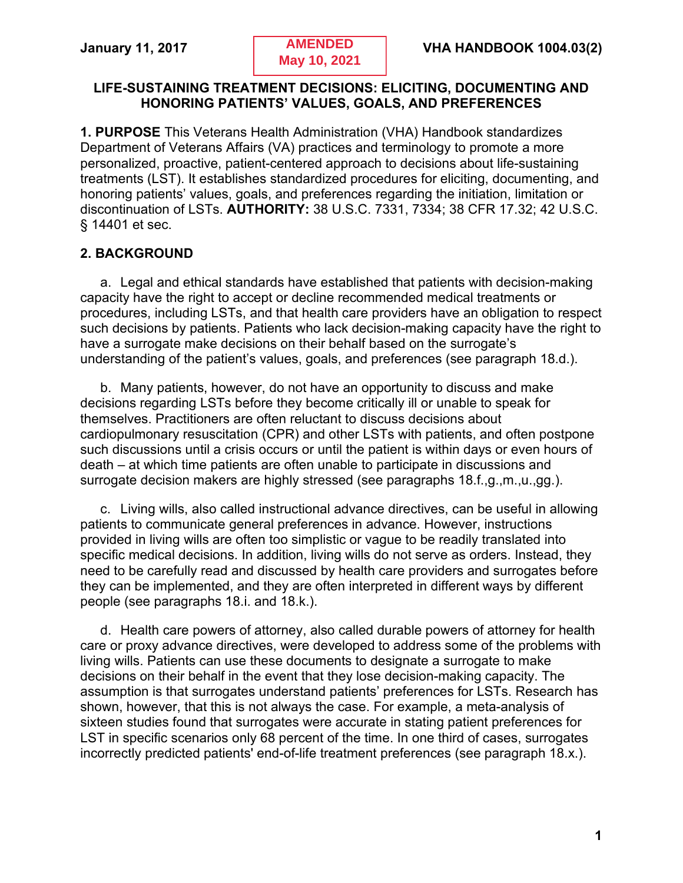# LIFE-SUSTAINING TREATMENT DECISIONS: ELICITING, DOCUMENTING AND HONORING PATIENTS' VALUES, GOALS, AND PREFERENCES

**1. PURPOSE** This Veterans Health Administration (VHA) Handbook standardizes Department of Veterans Affairs (VA) practices and terminology to promote a more personalized, proactive, patient-centered approach to decisions about life-sustaining treatments (LST). It establishes standardized procedures for eliciting, documenting, and honoring patients' values, goals, and preferences regarding the initiation, limitation or discontinuation of LSTs. **AUTHORITY:** 38 U.S.C. 7331, 7334; 38 CFR 17.32; 42 U.S.C. § 14401 et sec.

## 2. BACKGROUND

a. Legal and ethical standards have established that patients with decision-making capacity have the right to accept or decline recommended medical treatments or procedures, including LSTs, and that health care providers have an obligation to respect such decisions by patients. Patients who lack decision-making capacity have the right to have a surrogate make decisions on their behalf based on the surrogate's understanding of the patient's values, goals, and preferences (see paragraph 18.d.).

b. Many patients, however, do not have an opportunity to discuss and make decisions regarding LSTs before they become critically ill or unable to speak for themselves. Practitioners are often reluctant to discuss decisions about cardiopulmonary resuscitation (CPR) and other LSTs with patients, and often postpone such discussions until a crisis occurs or until the patient is within days or even hours of death – at which time patients are often unable to participate in discussions and surrogate decision makers are highly stressed (see paragraphs 18.f.,g.,m.,u.,gg.).

c. Living wills, also called instructional advance directives, can be useful in allowing patients to communicate general preferences in advance. However, instructions provided in living wills are often too simplistic or vague to be readily translated into specific medical decisions. In addition, living wills do not serve as orders. Instead, they need to be carefully read and discussed by health care providers and surrogates before they can be implemented, and they are often interpreted in different ways by different people (see paragraphs 18.i. and 18.k.).

d. Health care powers of attorney, also called durable powers of attorney for health care or proxy advance directives, were developed to address some of the problems with living wills. Patients can use these documents to designate a surrogate to make decisions on their behalf in the event that they lose decision-making capacity. The assumption is that surrogates understand patients' preferences for LSTs. Research has shown, however, that this is not always the case. For example, a meta-analysis of sixteen studies found that surrogates were accurate in stating patient preferences for LST in specific scenarios only 68 percent of the time. In one third of cases, surrogates incorrectly predicted patients' end-of-life treatment preferences (see paragraph 18.x.).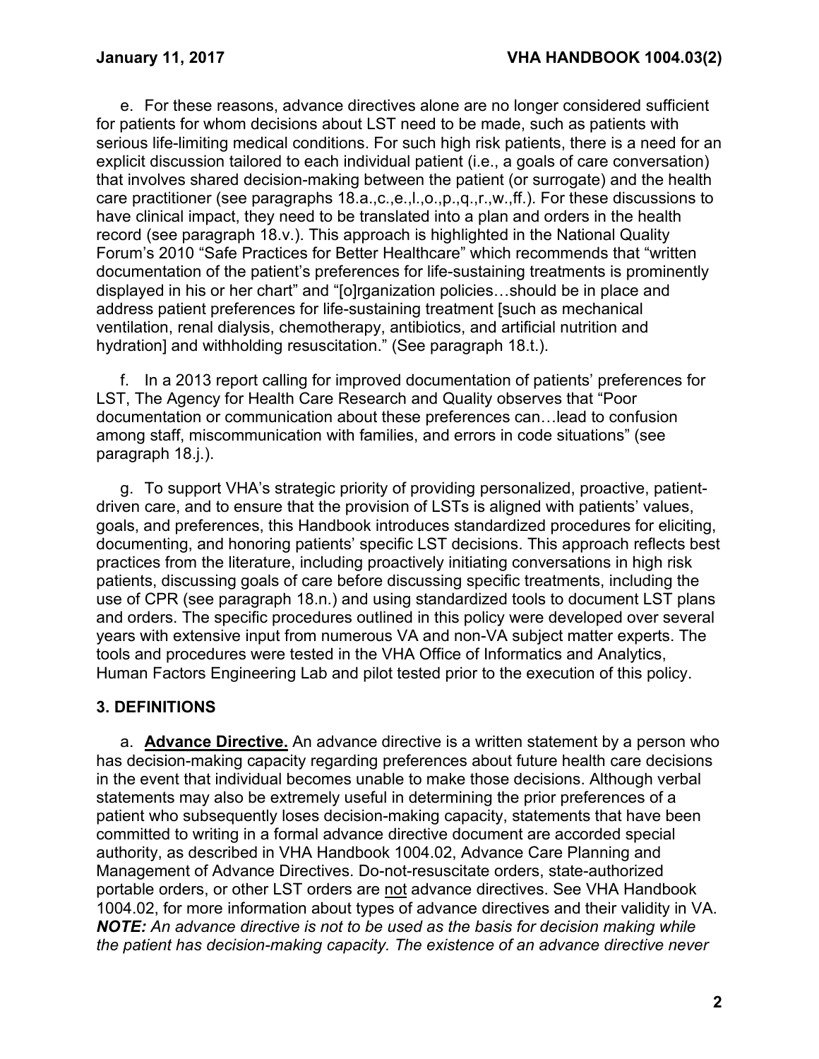e. For these reasons, advance directives alone are no longer considered sufficient for patients for whom decisions about LST need to be made, such as patients with serious life-limiting medical conditions. For such high risk patients, there is a need for an explicit discussion tailored to each individual patient (i.e., a goals of care conversation) that involves shared decision-making between the patient (or surrogate) and the health care practitioner (see paragraphs 18.a.,c.,e.,l.,o.,p.,q.,r.,w.,ff.). For these discussions to have clinical impact, they need to be translated into a plan and orders in the health record (see paragraph 18.v.). This approach is highlighted in the National Quality Forum's 2010 "Safe Practices for Better Healthcare" which recommends that "written documentation of the patient's preferences for life-sustaining treatments is prominently displayed in his or her chart" and "[o]rganization policies…should be in place and address patient preferences for life-sustaining treatment [such as mechanical ventilation, renal dialysis, chemotherapy, antibiotics, and artificial nutrition and hydration] and withholding resuscitation." (See paragraph 18.t.).

f. In a 2013 report calling for improved documentation of patients' preferences for LST, The Agency for Health Care Research and Quality observes that "Poor documentation or communication about these preferences can…lead to confusion among staff, miscommunication with families, and errors in code situations" (see paragraph 18.j.).

g. To support VHA's strategic priority of providing personalized, proactive, patient-driven care, and to ensure that the provision of LSTs is aligned with patients' values, goals, and preferences, this Handbook introduces standardized procedures for eliciting, documenting, and honoring patients' specific LST decisions. This approach reflects best practices from the literature, including proactively initiating conversations in high risk patients, discussing goals of care before discussing specific treatments, including the use of CPR (see paragraph 18.n.) and using standardized tools to document LST plans and orders. The specific procedures outlined in this policy were developed over several years with extensive input from numerous VA and non-VA subject matter experts. The tools and procedures were tested in the VHA Office of Informatics and Analytics, Human Factors Engineering Lab and pilot tested prior to the execution of this policy.

## 3. DEFINITIONS

a. **Advance Directive.** An advance directive is a written statement by a person who has decision-making capacity regarding preferences about future health care decisions in the event that individual becomes unable to make those decisions. Although verbal statements may also be extremely useful in determining the prior preferences of a patient who subsequently loses decision-making capacity, statements that have been committed to writing in a formal advance directive document are accorded special authority, as described in VHA Handbook 1004.02, Advance Care Planning and Management of Advance Directives. Do-not-resuscitate orders, state-authorized portable orders, or other LST orders are not advance directives. See VHA Handbook 1004.02, for more information about types of advance directives and their validity in VA. ***NOTE:*** *An advance directive is not to be used as the basis for decision making while the patient has decision-making capacity. The existence of an advance directive never*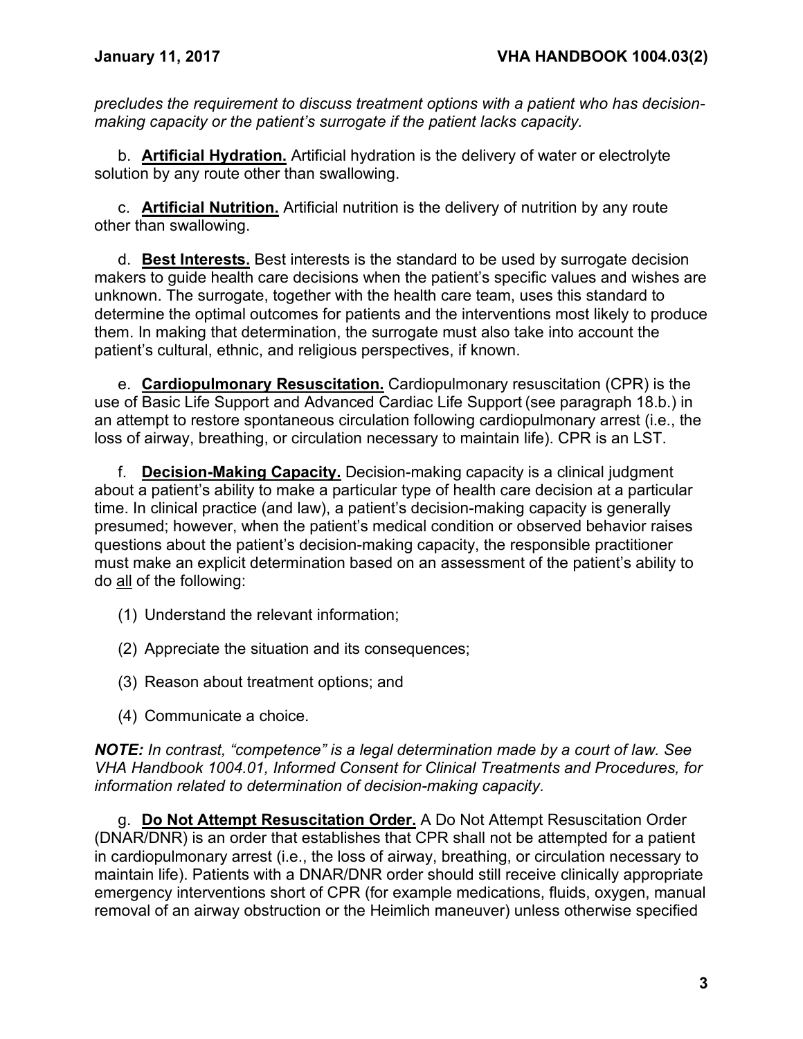*precludes the requirement to discuss treatment options with a patient who has decision-making capacity or the patient's surrogate if the patient lacks capacity.*

b. **Artificial Hydration.** Artificial hydration is the delivery of water or electrolyte solution by any route other than swallowing.

c. **Artificial Nutrition.** Artificial nutrition is the delivery of nutrition by any route other than swallowing.

d. **Best Interests.** Best interests is the standard to be used by surrogate decision makers to guide health care decisions when the patient's specific values and wishes are unknown. The surrogate, together with the health care team, uses this standard to determine the optimal outcomes for patients and the interventions most likely to produce them. In making that determination, the surrogate must also take into account the patient's cultural, ethnic, and religious perspectives, if known.

e. **Cardiopulmonary Resuscitation.** Cardiopulmonary resuscitation (CPR) is the use of Basic Life Support and Advanced Cardiac Life Support (see paragraph 18.b.) in an attempt to restore spontaneous circulation following cardiopulmonary arrest (i.e., the loss of airway, breathing, or circulation necessary to maintain life). CPR is an LST.

f. **Decision-Making Capacity.** Decision-making capacity is a clinical judgment about a patient's ability to make a particular type of health care decision at a particular time. In clinical practice (and law), a patient's decision-making capacity is generally presumed; however, when the patient's medical condition or observed behavior raises questions about the patient's decision-making capacity, the responsible practitioner must make an explicit determination based on an assessment of the patient's ability to do all of the following:

(1) Understand the relevant information;

(2) Appreciate the situation and its consequences;

(3) Reason about treatment options; and

(4) Communicate a choice.

***NOTE:*** *In contrast, "competence" is a legal determination made by a court of law. See VHA Handbook 1004.01, Informed Consent for Clinical Treatments and Procedures, for information related to determination of decision-making capacity.*

g. **Do Not Attempt Resuscitation Order.** A Do Not Attempt Resuscitation Order (DNAR/DNR) is an order that establishes that CPR shall not be attempted for a patient in cardiopulmonary arrest (i.e., the loss of airway, breathing, or circulation necessary to maintain life). Patients with a DNAR/DNR order should still receive clinically appropriate emergency interventions short of CPR (for example medications, fluids, oxygen, manual removal of an airway obstruction or the Heimlich maneuver) unless otherwise specified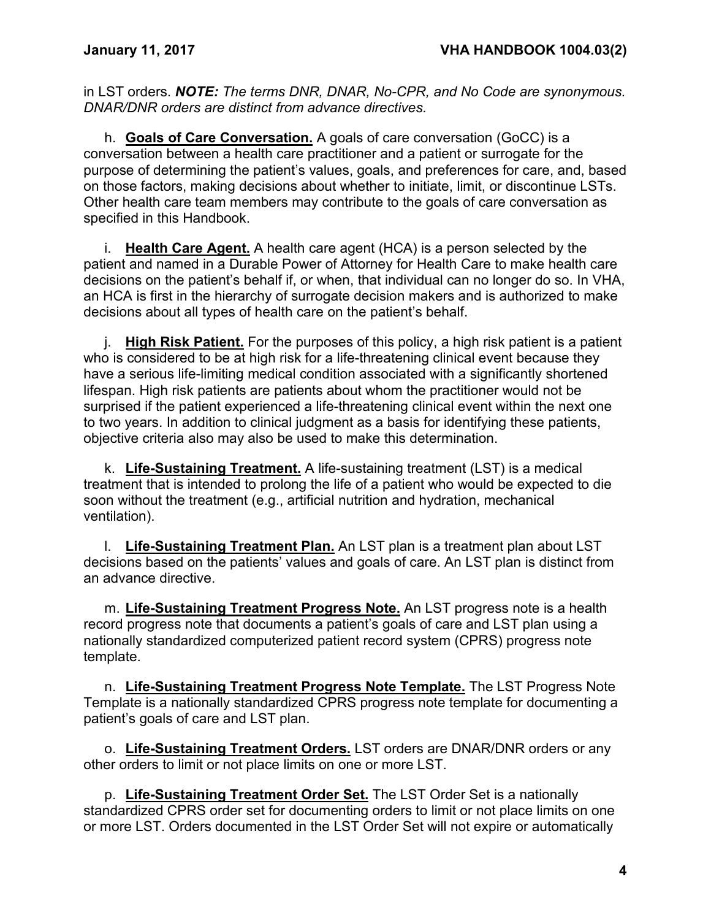in LST orders. ***NOTE:*** *The terms DNR, DNAR, No-CPR, and No Code are synonymous. DNAR/DNR orders are distinct from advance directives.*

h. **Goals of Care Conversation.** A goals of care conversation (GoCC) is a conversation between a health care practitioner and a patient or surrogate for the purpose of determining the patient's values, goals, and preferences for care, and, based on those factors, making decisions about whether to initiate, limit, or discontinue LSTs. Other health care team members may contribute to the goals of care conversation as specified in this Handbook.

i. **Health Care Agent.** A health care agent (HCA) is a person selected by the patient and named in a Durable Power of Attorney for Health Care to make health care decisions on the patient's behalf if, or when, that individual can no longer do so. In VHA, an HCA is first in the hierarchy of surrogate decision makers and is authorized to make decisions about all types of health care on the patient's behalf.

j. **High Risk Patient.** For the purposes of this policy, a high risk patient is a patient who is considered to be at high risk for a life-threatening clinical event because they have a serious life-limiting medical condition associated with a significantly shortened lifespan. High risk patients are patients about whom the practitioner would not be surprised if the patient experienced a life-threatening clinical event within the next one to two years. In addition to clinical judgment as a basis for identifying these patients, objective criteria also may also be used to make this determination.

k. **Life-Sustaining Treatment.** A life-sustaining treatment (LST) is a medical treatment that is intended to prolong the life of a patient who would be expected to die soon without the treatment (e.g., artificial nutrition and hydration, mechanical ventilation).

l. **Life-Sustaining Treatment Plan.** An LST plan is a treatment plan about LST decisions based on the patients' values and goals of care. An LST plan is distinct from an advance directive.

m. **Life-Sustaining Treatment Progress Note.** An LST progress note is a health record progress note that documents a patient's goals of care and LST plan using a nationally standardized computerized patient record system (CPRS) progress note template.

n. **Life-Sustaining Treatment Progress Note Template.** The LST Progress Note Template is a nationally standardized CPRS progress note template for documenting a patient's goals of care and LST plan.

o. **Life-Sustaining Treatment Orders.** LST orders are DNAR/DNR orders or any other orders to limit or not place limits on one or more LST.

p. **Life-Sustaining Treatment Order Set.** The LST Order Set is a nationally standardized CPRS order set for documenting orders to limit or not place limits on one or more LST. Orders documented in the LST Order Set will not expire or automatically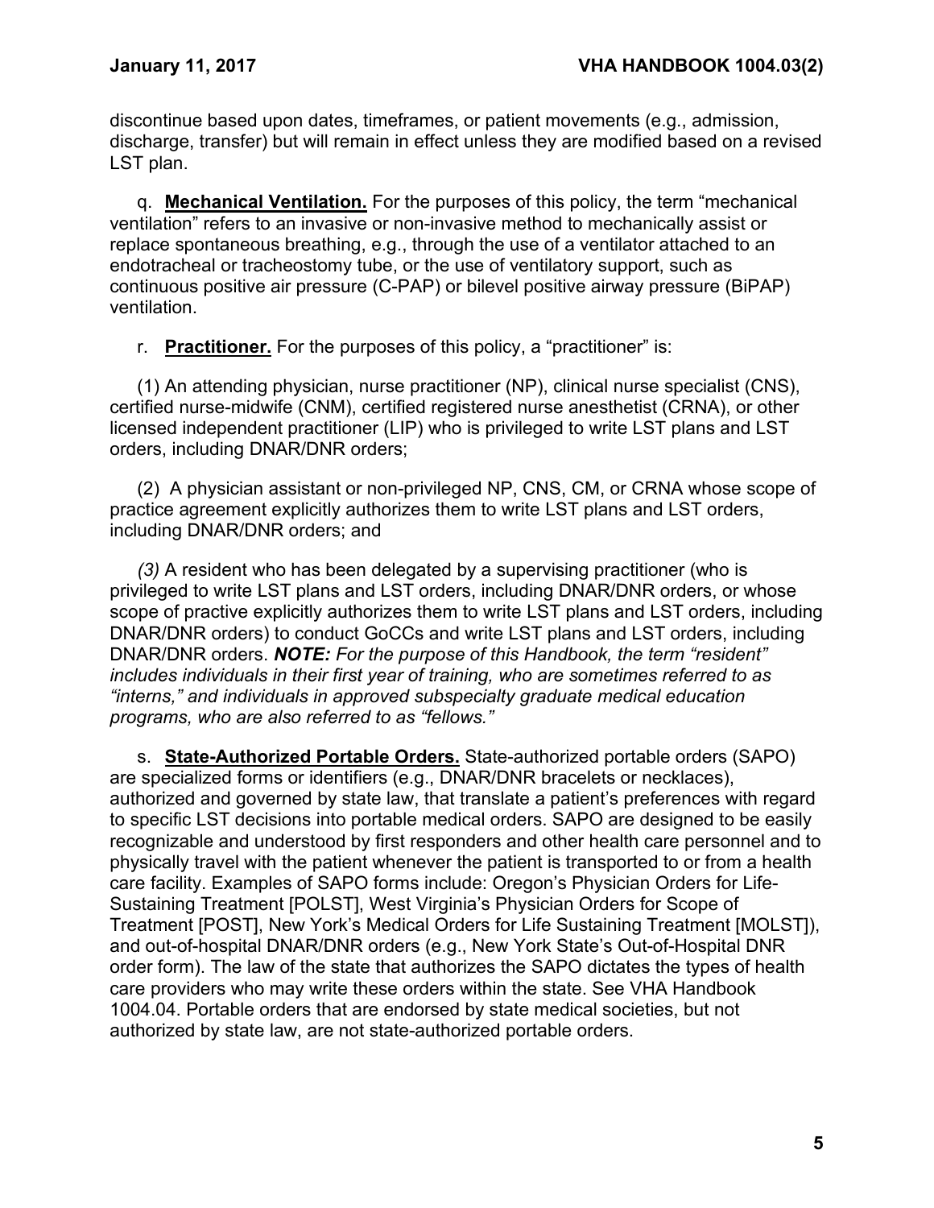discontinue based upon dates, timeframes, or patient movements (e.g., admission, discharge, transfer) but will remain in effect unless they are modified based on a revised LST plan.

q. **Mechanical Ventilation.** For the purposes of this policy, the term "mechanical ventilation" refers to an invasive or non-invasive method to mechanically assist or replace spontaneous breathing, e.g., through the use of a ventilator attached to an endotracheal or tracheostomy tube, or the use of ventilatory support, such as continuous positive air pressure (C-PAP) or bilevel positive airway pressure (BiPAP) ventilation.

r. **Practitioner.** For the purposes of this policy, a "practitioner" is:

(1) An attending physician, nurse practitioner (NP), clinical nurse specialist (CNS), certified nurse-midwife (CNM), certified registered nurse anesthetist (CRNA), or other licensed independent practitioner (LIP) who is privileged to write LST plans and LST orders, including DNAR/DNR orders;

(2) A physician assistant or non-privileged NP, CNS, CM, or CRNA whose scope of practice agreement explicitly authorizes them to write LST plans and LST orders, including DNAR/DNR orders; and

*(3)* A resident who has been delegated by a supervising practitioner (who is privileged to write LST plans and LST orders, including DNAR/DNR orders, or whose scope of practive explicitly authorizes them to write LST plans and LST orders, including DNAR/DNR orders) to conduct GoCCs and write LST plans and LST orders, including DNAR/DNR orders. ***NOTE:*** *For the purpose of this Handbook, the term "resident" includes individuals in their first year of training, who are sometimes referred to as "interns," and individuals in approved subspecialty graduate medical education programs, who are also referred to as "fellows."*

s. **State-Authorized Portable Orders.** State-authorized portable orders (SAPO) are specialized forms or identifiers (e.g., DNAR/DNR bracelets or necklaces), authorized and governed by state law, that translate a patient's preferences with regard to specific LST decisions into portable medical orders. SAPO are designed to be easily recognizable and understood by first responders and other health care personnel and to physically travel with the patient whenever the patient is transported to or from a health care facility. Examples of SAPO forms include: Oregon's Physician Orders for Life-Sustaining Treatment [POLST], West Virginia's Physician Orders for Scope of Treatment [POST], New York's Medical Orders for Life Sustaining Treatment [MOLST]), and out-of-hospital DNAR/DNR orders (e.g., New York State's Out-of-Hospital DNR order form). The law of the state that authorizes the SAPO dictates the types of health care providers who may write these orders within the state. See VHA Handbook 1004.04. Portable orders that are endorsed by state medical societies, but not authorized by state law, are not state-authorized portable orders.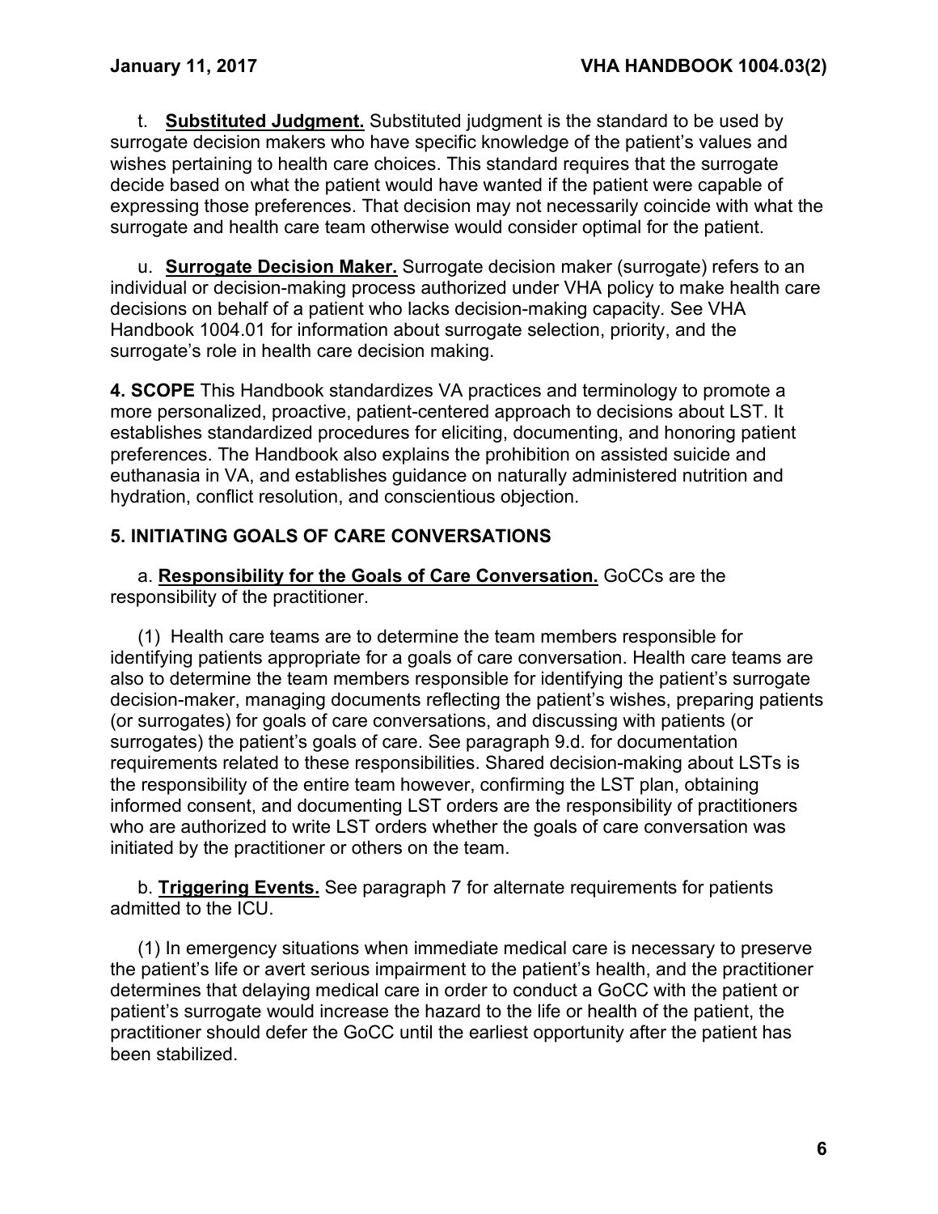t. **Substituted Judgment.** Substituted judgment is the standard to be used by surrogate decision makers who have specific knowledge of the patient's values and wishes pertaining to health care choices. This standard requires that the surrogate decide based on what the patient would have wanted if the patient were capable of expressing those preferences. That decision may not necessarily coincide with what the surrogate and health care team otherwise would consider optimal for the patient.

u. **Surrogate Decision Maker.** Surrogate decision maker (surrogate) refers to an individual or decision-making process authorized under VHA policy to make health care decisions on behalf of a patient who lacks decision-making capacity. See VHA Handbook 1004.01 for information about surrogate selection, priority, and the surrogate's role in health care decision making.

**4. SCOPE** This Handbook standardizes VA practices and terminology to promote a more personalized, proactive, patient-centered approach to decisions about LST. It establishes standardized procedures for eliciting, documenting, and honoring patient preferences. The Handbook also explains the prohibition on assisted suicide and euthanasia in VA, and establishes guidance on naturally administered nutrition and hydration, conflict resolution, and conscientious objection.

## 5. INITIATING GOALS OF CARE CONVERSATIONS

a. **Responsibility for the Goals of Care Conversation.** GoCCs are the responsibility of the practitioner.

(1) Health care teams are to determine the team members responsible for identifying patients appropriate for a goals of care conversation. Health care teams are also to determine the team members responsible for identifying the patient's surrogate decision-maker, managing documents reflecting the patient's wishes, preparing patients (or surrogates) for goals of care conversations, and discussing with patients (or surrogates) the patient's goals of care. See paragraph 9.d. for documentation requirements related to these responsibilities. Shared decision-making about LSTs is the responsibility of the entire team however, confirming the LST plan, obtaining informed consent, and documenting LST orders are the responsibility of practitioners who are authorized to write LST orders whether the goals of care conversation was initiated by the practitioner or others on the team.

b. **Triggering Events.** See paragraph 7 for alternate requirements for patients admitted to the ICU.

(1) In emergency situations when immediate medical care is necessary to preserve the patient's life or avert serious impairment to the patient's health, and the practitioner determines that delaying medical care in order to conduct a GoCC with the patient or patient's surrogate would increase the hazard to the life or health of the patient, the practitioner should defer the GoCC until the earliest opportunity after the patient has been stabilized.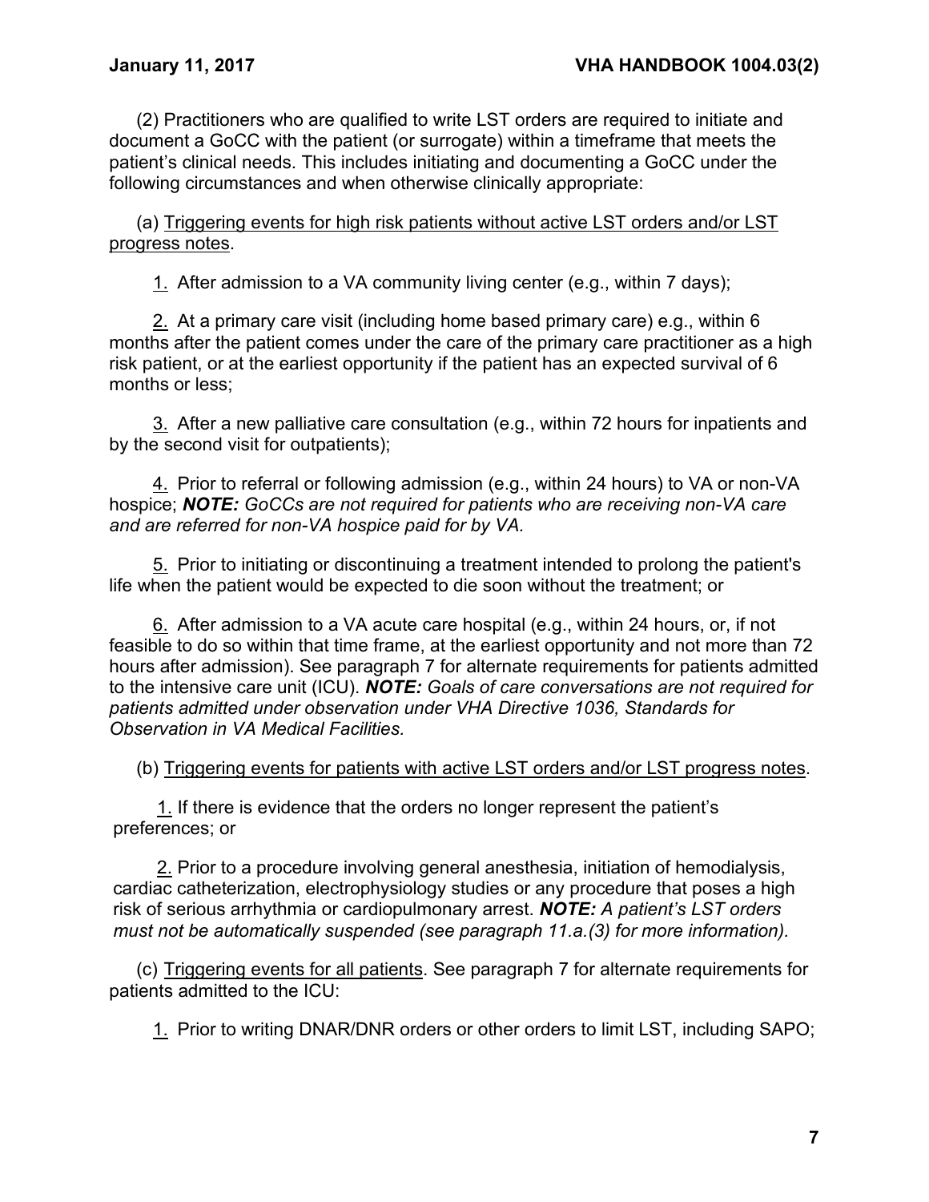(2) Practitioners who are qualified to write LST orders are required to initiate and document a GoCC with the patient (or surrogate) within a timeframe that meets the patient's clinical needs. This includes initiating and documenting a GoCC under the following circumstances and when otherwise clinically appropriate:

(a) Triggering events for high risk patients without active LST orders and/or LST progress notes.

1. After admission to a VA community living center (e.g., within 7 days);

2. At a primary care visit (including home based primary care) e.g., within 6 months after the patient comes under the care of the primary care practitioner as a high risk patient, or at the earliest opportunity if the patient has an expected survival of 6 months or less;

3. After a new palliative care consultation (e.g., within 72 hours for inpatients and by the second visit for outpatients);

4. Prior to referral or following admission (e.g., within 24 hours) to VA or non-VA hospice; ***NOTE:*** *GoCCs are not required for patients who are receiving non-VA care and are referred for non-VA hospice paid for by VA.*

5. Prior to initiating or discontinuing a treatment intended to prolong the patient's life when the patient would be expected to die soon without the treatment; or

6. After admission to a VA acute care hospital (e.g., within 24 hours, or, if not feasible to do so within that time frame, at the earliest opportunity and not more than 72 hours after admission). See paragraph 7 for alternate requirements for patients admitted to the intensive care unit (ICU). ***NOTE:*** *Goals of care conversations are not required for patients admitted under observation under VHA Directive 1036, Standards for Observation in VA Medical Facilities.*

(b) Triggering events for patients with active LST orders and/or LST progress notes.

1. If there is evidence that the orders no longer represent the patient's preferences; or

2. Prior to a procedure involving general anesthesia, initiation of hemodialysis, cardiac catheterization, electrophysiology studies or any procedure that poses a high risk of serious arrhythmia or cardiopulmonary arrest. ***NOTE:*** *A patient's LST orders must not be automatically suspended (see paragraph 11.a.(3) for more information).*

(c) Triggering events for all patients. See paragraph 7 for alternate requirements for patients admitted to the ICU:

1. Prior to writing DNAR/DNR orders or other orders to limit LST, including SAPO;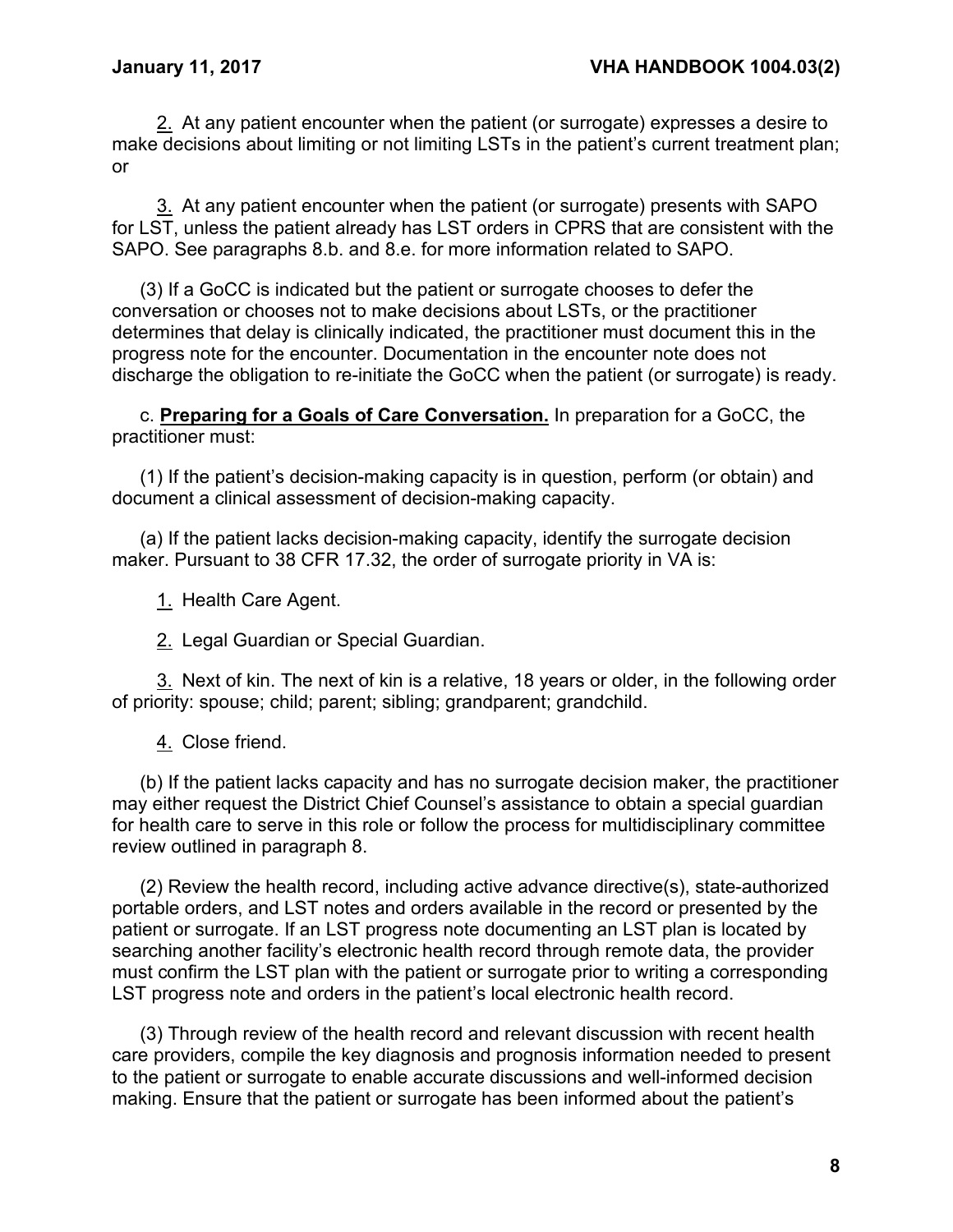2. At any patient encounter when the patient (or surrogate) expresses a desire to make decisions about limiting or not limiting LSTs in the patient's current treatment plan; or

3. At any patient encounter when the patient (or surrogate) presents with SAPO for LST, unless the patient already has LST orders in CPRS that are consistent with the SAPO. See paragraphs 8.b. and 8.e. for more information related to SAPO.

(3) If a GoCC is indicated but the patient or surrogate chooses to defer the conversation or chooses not to make decisions about LSTs, or the practitioner determines that delay is clinically indicated, the practitioner must document this in the progress note for the encounter. Documentation in the encounter note does not discharge the obligation to re-initiate the GoCC when the patient (or surrogate) is ready.

c. **Preparing for a Goals of Care Conversation.** In preparation for a GoCC, the practitioner must:

(1) If the patient's decision-making capacity is in question, perform (or obtain) and document a clinical assessment of decision-making capacity.

(a) If the patient lacks decision-making capacity, identify the surrogate decision maker. Pursuant to 38 CFR 17.32, the order of surrogate priority in VA is:

1. Health Care Agent.

2. Legal Guardian or Special Guardian.

3. Next of kin. The next of kin is a relative, 18 years or older, in the following order of priority: spouse; child; parent; sibling; grandparent; grandchild.

4. Close friend.

(b) If the patient lacks capacity and has no surrogate decision maker, the practitioner may either request the District Chief Counsel's assistance to obtain a special guardian for health care to serve in this role or follow the process for multidisciplinary committee review outlined in paragraph 8.

(2) Review the health record, including active advance directive(s), state-authorized portable orders, and LST notes and orders available in the record or presented by the patient or surrogate. If an LST progress note documenting an LST plan is located by searching another facility's electronic health record through remote data, the provider must confirm the LST plan with the patient or surrogate prior to writing a corresponding LST progress note and orders in the patient's local electronic health record.

(3) Through review of the health record and relevant discussion with recent health care providers, compile the key diagnosis and prognosis information needed to present to the patient or surrogate to enable accurate discussions and well-informed decision making. Ensure that the patient or surrogate has been informed about the patient's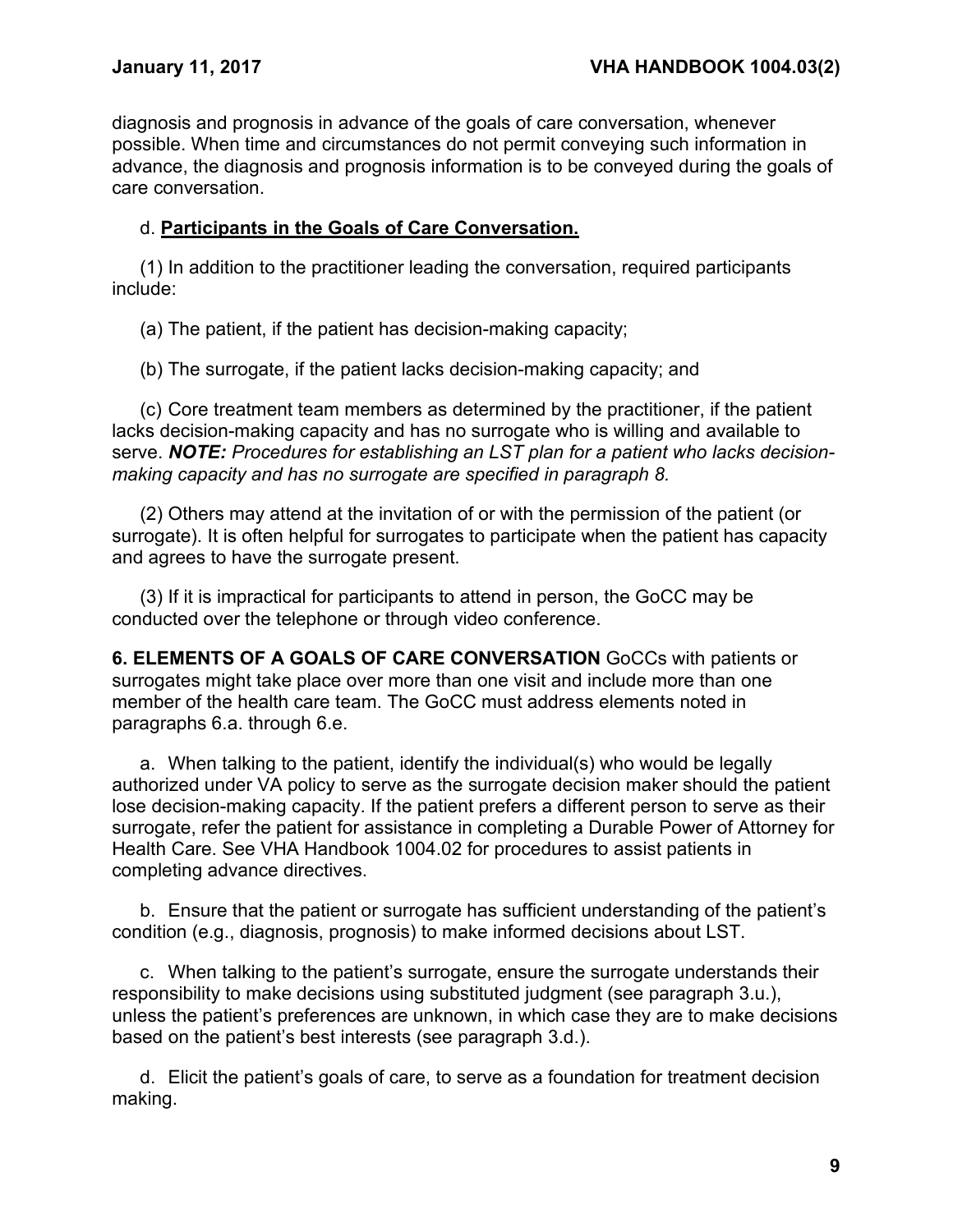diagnosis and prognosis in advance of the goals of care conversation, whenever possible. When time and circumstances do not permit conveying such information in advance, the diagnosis and prognosis information is to be conveyed during the goals of care conversation.

d. **Participants in the Goals of Care Conversation.**

(1) In addition to the practitioner leading the conversation, required participants include:

(a) The patient, if the patient has decision-making capacity;

(b) The surrogate, if the patient lacks decision-making capacity; and

(c) Core treatment team members as determined by the practitioner, if the patient lacks decision-making capacity and has no surrogate who is willing and available to serve. ***NOTE:*** *Procedures for establishing an LST plan for a patient who lacks decision-making capacity and has no surrogate are specified in paragraph 8.*

(2) Others may attend at the invitation of or with the permission of the patient (or surrogate). It is often helpful for surrogates to participate when the patient has capacity and agrees to have the surrogate present.

(3) If it is impractical for participants to attend in person, the GoCC may be conducted over the telephone or through video conference.

**6. ELEMENTS OF A GOALS OF CARE CONVERSATION** GoCCs with patients or surrogates might take place over more than one visit and include more than one member of the health care team. The GoCC must address elements noted in paragraphs 6.a. through 6.e.

a. When talking to the patient, identify the individual(s) who would be legally authorized under VA policy to serve as the surrogate decision maker should the patient lose decision-making capacity. If the patient prefers a different person to serve as their surrogate, refer the patient for assistance in completing a Durable Power of Attorney for Health Care. See VHA Handbook 1004.02 for procedures to assist patients in completing advance directives.

b. Ensure that the patient or surrogate has sufficient understanding of the patient's condition (e.g., diagnosis, prognosis) to make informed decisions about LST.

c. When talking to the patient's surrogate, ensure the surrogate understands their responsibility to make decisions using substituted judgment (see paragraph 3.u.), unless the patient's preferences are unknown, in which case they are to make decisions based on the patient's best interests (see paragraph 3.d.).

d. Elicit the patient's goals of care, to serve as a foundation for treatment decision making.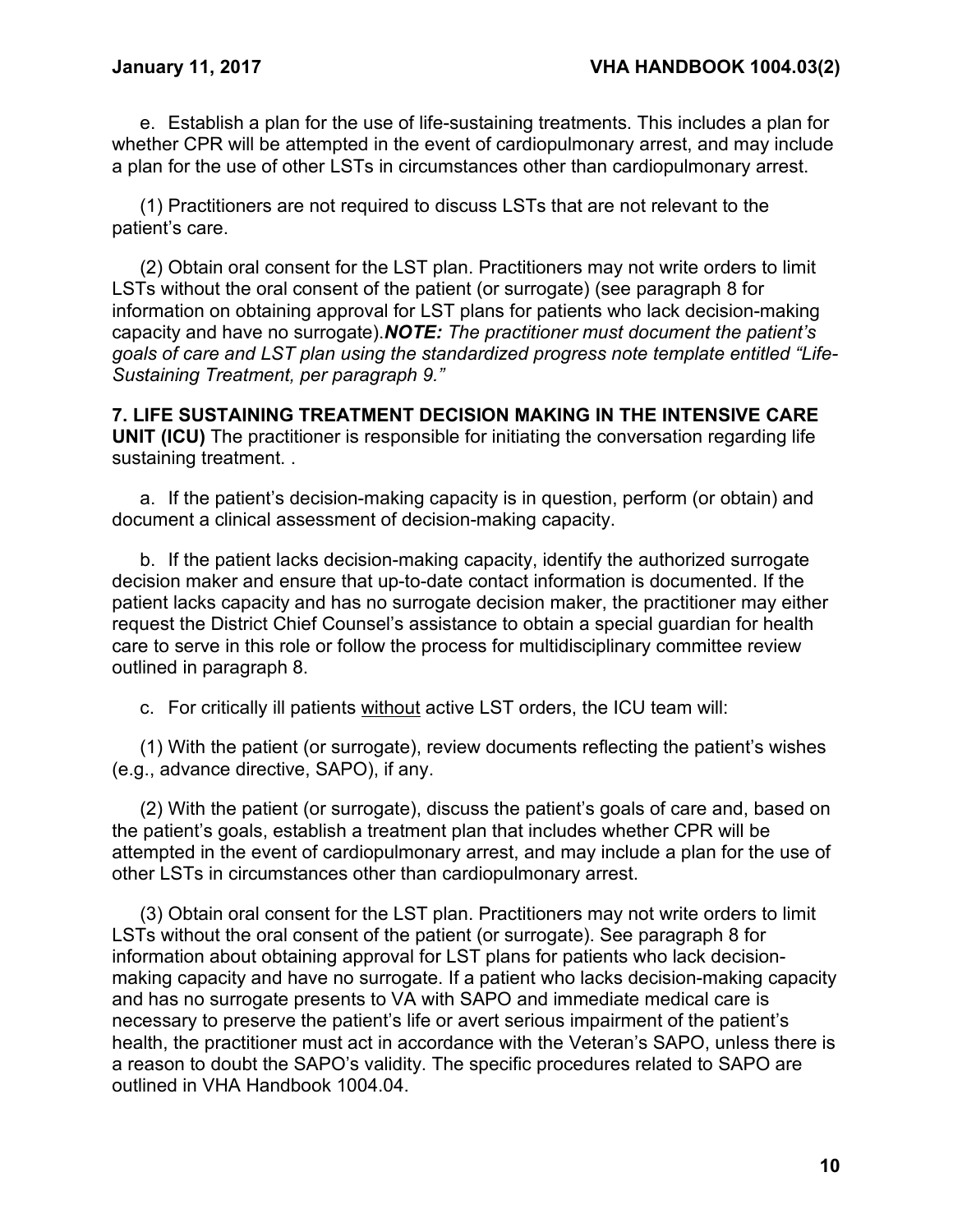e. Establish a plan for the use of life-sustaining treatments. This includes a plan for whether CPR will be attempted in the event of cardiopulmonary arrest, and may include a plan for the use of other LSTs in circumstances other than cardiopulmonary arrest.

(1) Practitioners are not required to discuss LSTs that are not relevant to the patient's care.

(2) Obtain oral consent for the LST plan. Practitioners may not write orders to limit LSTs without the oral consent of the patient (or surrogate) (see paragraph 8 for information on obtaining approval for LST plans for patients who lack decision-making capacity and have no surrogate).***NOTE:*** *The practitioner must document the patient's goals of care and LST plan using the standardized progress note template entitled "Life-Sustaining Treatment, per paragraph 9."*

**7. LIFE SUSTAINING TREATMENT DECISION MAKING IN THE INTENSIVE CARE UNIT (ICU)** The practitioner is responsible for initiating the conversation regarding life sustaining treatment. .

a. If the patient's decision-making capacity is in question, perform (or obtain) and document a clinical assessment of decision-making capacity.

b. If the patient lacks decision-making capacity, identify the authorized surrogate decision maker and ensure that up-to-date contact information is documented. If the patient lacks capacity and has no surrogate decision maker, the practitioner may either request the District Chief Counsel's assistance to obtain a special guardian for health care to serve in this role or follow the process for multidisciplinary committee review outlined in paragraph 8.

c. For critically ill patients <u>without</u> active LST orders, the ICU team will:

(1) With the patient (or surrogate), review documents reflecting the patient's wishes (e.g., advance directive, SAPO), if any.

(2) With the patient (or surrogate), discuss the patient's goals of care and, based on the patient's goals, establish a treatment plan that includes whether CPR will be attempted in the event of cardiopulmonary arrest, and may include a plan for the use of other LSTs in circumstances other than cardiopulmonary arrest.

(3) Obtain oral consent for the LST plan. Practitioners may not write orders to limit LSTs without the oral consent of the patient (or surrogate). See paragraph 8 for information about obtaining approval for LST plans for patients who lack decision-making capacity and have no surrogate. If a patient who lacks decision-making capacity and has no surrogate presents to VA with SAPO and immediate medical care is necessary to preserve the patient's life or avert serious impairment of the patient's health, the practitioner must act in accordance with the Veteran's SAPO, unless there is a reason to doubt the SAPO's validity. The specific procedures related to SAPO are outlined in VHA Handbook 1004.04.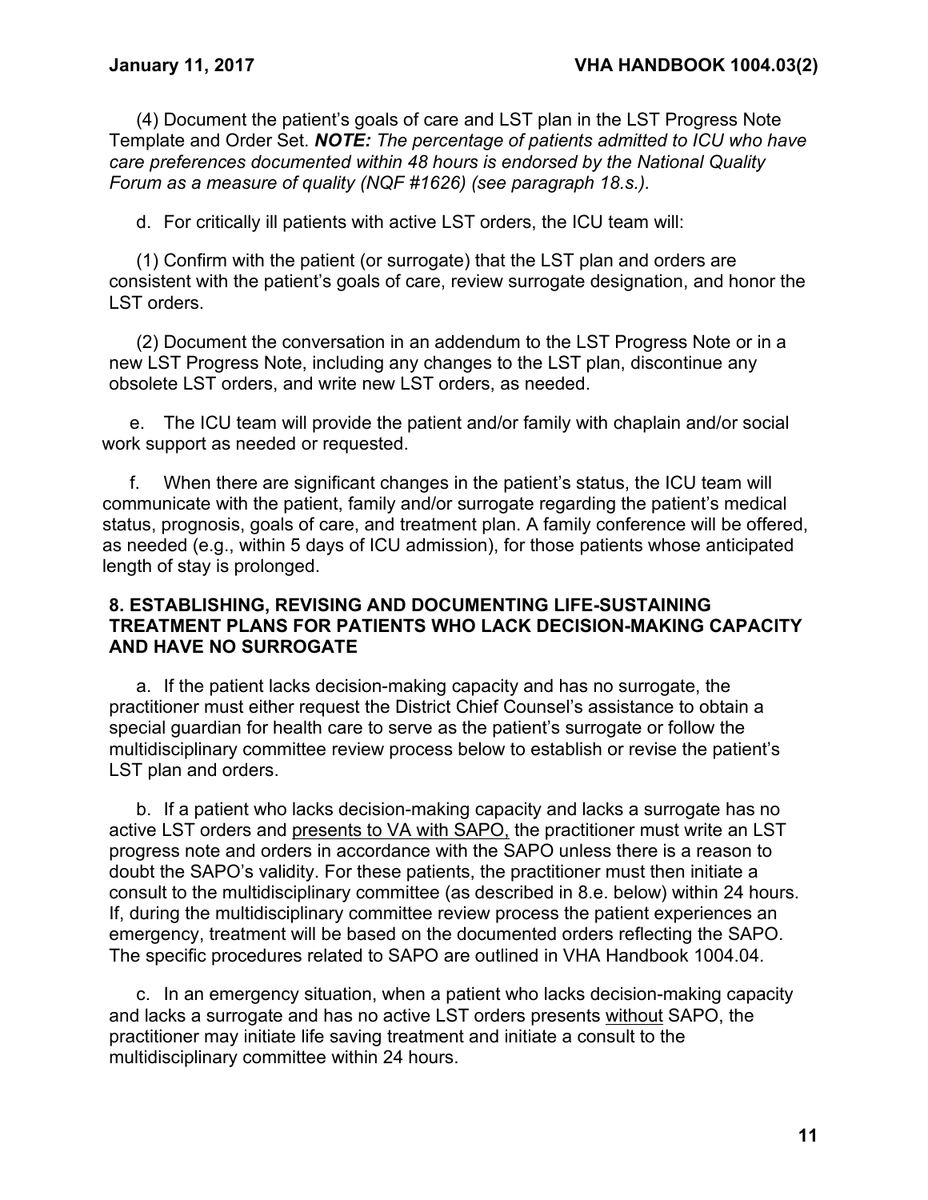(4) Document the patient's goals of care and LST plan in the LST Progress Note Template and Order Set. ***NOTE:*** *The percentage of patients admitted to ICU who have care preferences documented within 48 hours is endorsed by the National Quality Forum as a measure of quality (NQF #1626) (see paragraph 18.s.).*

d. For critically ill patients with active LST orders, the ICU team will:

(1) Confirm with the patient (or surrogate) that the LST plan and orders are consistent with the patient's goals of care, review surrogate designation, and honor the LST orders.

(2) Document the conversation in an addendum to the LST Progress Note or in a new LST Progress Note, including any changes to the LST plan, discontinue any obsolete LST orders, and write new LST orders, as needed.

e. The ICU team will provide the patient and/or family with chaplain and/or social work support as needed or requested.

f. When there are significant changes in the patient's status, the ICU team will communicate with the patient, family and/or surrogate regarding the patient's medical status, prognosis, goals of care, and treatment plan. A family conference will be offered, as needed (e.g., within 5 days of ICU admission), for those patients whose anticipated length of stay is prolonged.

## 8. ESTABLISHING, REVISING AND DOCUMENTING LIFE-SUSTAINING TREATMENT PLANS FOR PATIENTS WHO LACK DECISION-MAKING CAPACITY AND HAVE NO SURROGATE

a. If the patient lacks decision-making capacity and has no surrogate, the practitioner must either request the District Chief Counsel's assistance to obtain a special guardian for health care to serve as the patient's surrogate or follow the multidisciplinary committee review process below to establish or revise the patient's LST plan and orders.

b. If a patient who lacks decision-making capacity and lacks a surrogate has no active LST orders and <u>presents to VA with SAPO,</u> the practitioner must write an LST progress note and orders in accordance with the SAPO unless there is a reason to doubt the SAPO's validity. For these patients, the practitioner must then initiate a consult to the multidisciplinary committee (as described in 8.e. below) within 24 hours. If, during the multidisciplinary committee review process the patient experiences an emergency, treatment will be based on the documented orders reflecting the SAPO. The specific procedures related to SAPO are outlined in VHA Handbook 1004.04.

c. In an emergency situation, when a patient who lacks decision-making capacity and lacks a surrogate and has no active LST orders presents <u>without</u> SAPO, the practitioner may initiate life saving treatment and initiate a consult to the multidisciplinary committee within 24 hours.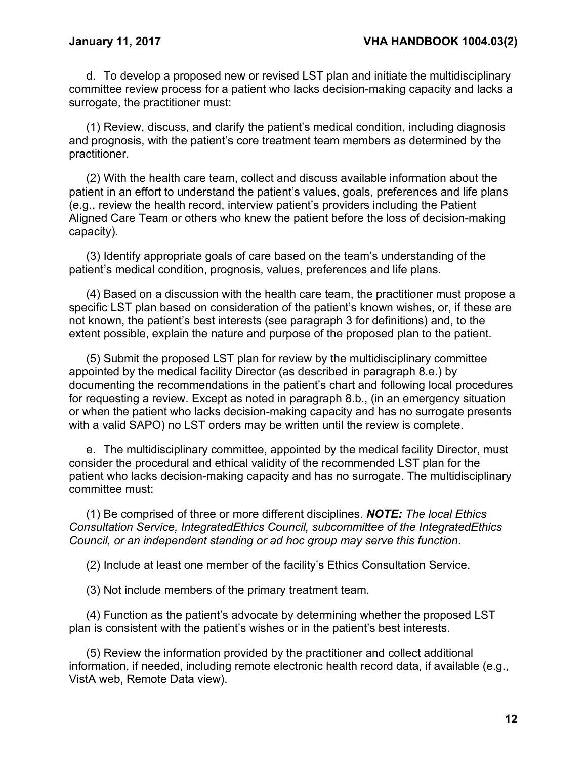d. To develop a proposed new or revised LST plan and initiate the multidisciplinary committee review process for a patient who lacks decision-making capacity and lacks a surrogate, the practitioner must:

(1) Review, discuss, and clarify the patient's medical condition, including diagnosis and prognosis, with the patient's core treatment team members as determined by the practitioner.

(2) With the health care team, collect and discuss available information about the patient in an effort to understand the patient's values, goals, preferences and life plans (e.g., review the health record, interview patient's providers including the Patient Aligned Care Team or others who knew the patient before the loss of decision-making capacity).

(3) Identify appropriate goals of care based on the team's understanding of the patient's medical condition, prognosis, values, preferences and life plans.

(4) Based on a discussion with the health care team, the practitioner must propose a specific LST plan based on consideration of the patient's known wishes, or, if these are not known, the patient's best interests (see paragraph 3 for definitions) and, to the extent possible, explain the nature and purpose of the proposed plan to the patient.

(5) Submit the proposed LST plan for review by the multidisciplinary committee appointed by the medical facility Director (as described in paragraph 8.e.) by documenting the recommendations in the patient's chart and following local procedures for requesting a review. Except as noted in paragraph 8.b., (in an emergency situation or when the patient who lacks decision-making capacity and has no surrogate presents with a valid SAPO) no LST orders may be written until the review is complete.

e. The multidisciplinary committee, appointed by the medical facility Director, must consider the procedural and ethical validity of the recommended LST plan for the patient who lacks decision-making capacity and has no surrogate. The multidisciplinary committee must:

(1) Be comprised of three or more different disciplines. ***NOTE:*** *The local Ethics Consultation Service, IntegratedEthics Council, subcommittee of the IntegratedEthics Council, or an independent standing or ad hoc group may serve this function*.

(2) Include at least one member of the facility's Ethics Consultation Service.

(3) Not include members of the primary treatment team.

(4) Function as the patient's advocate by determining whether the proposed LST plan is consistent with the patient's wishes or in the patient's best interests.

(5) Review the information provided by the practitioner and collect additional information, if needed, including remote electronic health record data, if available (e.g., VistA web, Remote Data view).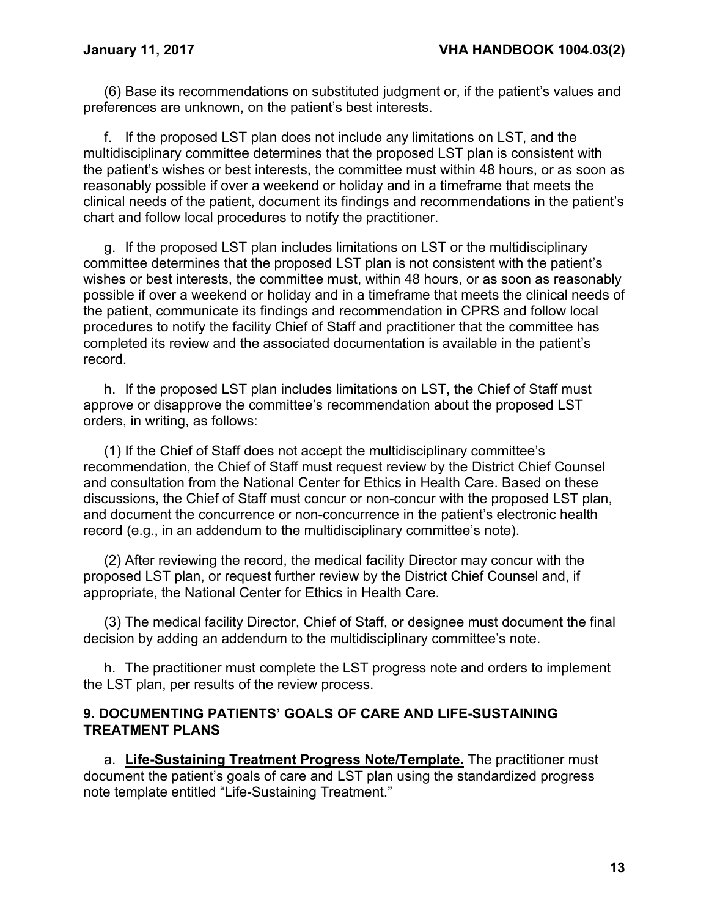(6) Base its recommendations on substituted judgment or, if the patient's values and preferences are unknown, on the patient's best interests.

f. If the proposed LST plan does not include any limitations on LST, and the multidisciplinary committee determines that the proposed LST plan is consistent with the patient's wishes or best interests, the committee must within 48 hours, or as soon as reasonably possible if over a weekend or holiday and in a timeframe that meets the clinical needs of the patient, document its findings and recommendations in the patient's chart and follow local procedures to notify the practitioner.

g. If the proposed LST plan includes limitations on LST or the multidisciplinary committee determines that the proposed LST plan is not consistent with the patient's wishes or best interests, the committee must, within 48 hours, or as soon as reasonably possible if over a weekend or holiday and in a timeframe that meets the clinical needs of the patient, communicate its findings and recommendation in CPRS and follow local procedures to notify the facility Chief of Staff and practitioner that the committee has completed its review and the associated documentation is available in the patient's record.

h. If the proposed LST plan includes limitations on LST, the Chief of Staff must approve or disapprove the committee's recommendation about the proposed LST orders, in writing, as follows:

(1) If the Chief of Staff does not accept the multidisciplinary committee's recommendation, the Chief of Staff must request review by the District Chief Counsel and consultation from the National Center for Ethics in Health Care. Based on these discussions, the Chief of Staff must concur or non-concur with the proposed LST plan, and document the concurrence or non-concurrence in the patient's electronic health record (e.g., in an addendum to the multidisciplinary committee's note).

(2) After reviewing the record, the medical facility Director may concur with the proposed LST plan, or request further review by the District Chief Counsel and, if appropriate, the National Center for Ethics in Health Care.

(3) The medical facility Director, Chief of Staff, or designee must document the final decision by adding an addendum to the multidisciplinary committee's note.

h. The practitioner must complete the LST progress note and orders to implement the LST plan, per results of the review process.

## 9. DOCUMENTING PATIENTS' GOALS OF CARE AND LIFE-SUSTAINING TREATMENT PLANS

a. **Life-Sustaining Treatment Progress Note/Template.** The practitioner must document the patient's goals of care and LST plan using the standardized progress note template entitled "Life-Sustaining Treatment."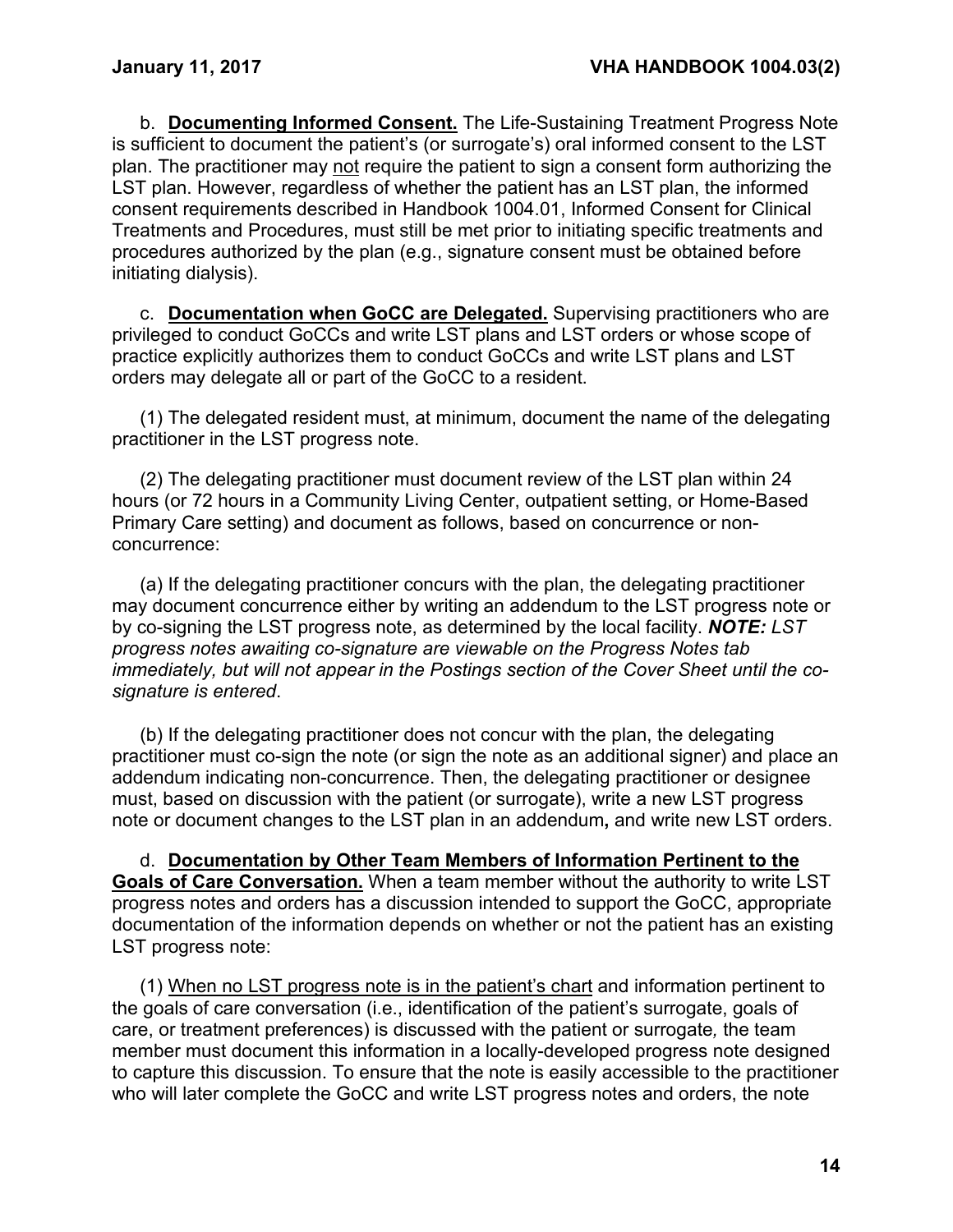b. **Documenting Informed Consent.** The Life-Sustaining Treatment Progress Note is sufficient to document the patient's (or surrogate's) oral informed consent to the LST plan. The practitioner may not require the patient to sign a consent form authorizing the LST plan. However, regardless of whether the patient has an LST plan, the informed consent requirements described in Handbook 1004.01, Informed Consent for Clinical Treatments and Procedures, must still be met prior to initiating specific treatments and procedures authorized by the plan (e.g., signature consent must be obtained before initiating dialysis).

c. **Documentation when GoCC are Delegated.** Supervising practitioners who are privileged to conduct GoCCs and write LST plans and LST orders or whose scope of practice explicitly authorizes them to conduct GoCCs and write LST plans and LST orders may delegate all or part of the GoCC to a resident.

(1) The delegated resident must, at minimum, document the name of the delegating practitioner in the LST progress note.

(2) The delegating practitioner must document review of the LST plan within 24 hours (or 72 hours in a Community Living Center, outpatient setting, or Home-Based Primary Care setting) and document as follows, based on concurrence or non-concurrence:

(a) If the delegating practitioner concurs with the plan, the delegating practitioner may document concurrence either by writing an addendum to the LST progress note or by co-signing the LST progress note, as determined by the local facility. ***NOTE:*** *LST progress notes awaiting co-signature are viewable on the Progress Notes tab immediately, but will not appear in the Postings section of the Cover Sheet until the co-signature is entered*.

(b) If the delegating practitioner does not concur with the plan, the delegating practitioner must co-sign the note (or sign the note as an additional signer) and place an addendum indicating non-concurrence. Then, the delegating practitioner or designee must, based on discussion with the patient (or surrogate), write a new LST progress note or document changes to the LST plan in an addendum**,** and write new LST orders.

d. **Documentation by Other Team Members of Information Pertinent to the Goals of Care Conversation.** When a team member without the authority to write LST progress notes and orders has a discussion intended to support the GoCC, appropriate documentation of the information depends on whether or not the patient has an existing LST progress note:

(1) When no LST progress note is in the patient's chart and information pertinent to the goals of care conversation (i.e., identification of the patient's surrogate, goals of care, or treatment preferences) is discussed with the patient or surrogate*,* the team member must document this information in a locally-developed progress note designed to capture this discussion. To ensure that the note is easily accessible to the practitioner who will later complete the GoCC and write LST progress notes and orders, the note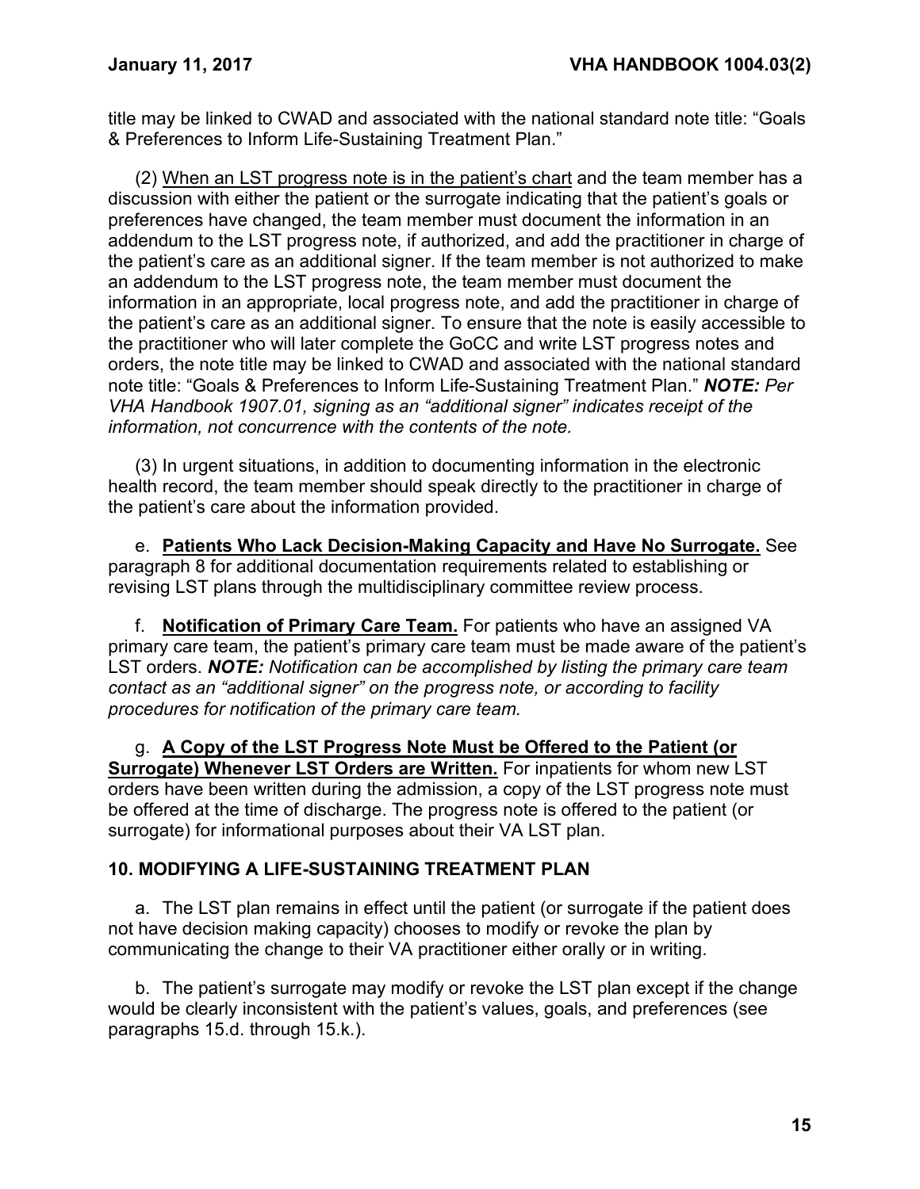title may be linked to CWAD and associated with the national standard note title: “Goals & Preferences to Inform Life-Sustaining Treatment Plan.”

(2) When an LST progress note is in the patient’s chart and the team member has a discussion with either the patient or the surrogate indicating that the patient’s goals or preferences have changed, the team member must document the information in an addendum to the LST progress note, if authorized, and add the practitioner in charge of the patient’s care as an additional signer. If the team member is not authorized to make an addendum to the LST progress note, the team member must document the information in an appropriate, local progress note, and add the practitioner in charge of the patient’s care as an additional signer. To ensure that the note is easily accessible to the practitioner who will later complete the GoCC and write LST progress notes and orders, the note title may be linked to CWAD and associated with the national standard note title: “Goals & Preferences to Inform Life-Sustaining Treatment Plan.” ***NOTE:*** *Per VHA Handbook 1907.01, signing as an “additional signer” indicates receipt of the information, not concurrence with the contents of the note.*

(3) In urgent situations, in addition to documenting information in the electronic health record, the team member should speak directly to the practitioner in charge of the patient’s care about the information provided.

e. **Patients Who Lack Decision-Making Capacity and Have No Surrogate.** See paragraph 8 for additional documentation requirements related to establishing or revising LST plans through the multidisciplinary committee review process.

f. **Notification of Primary Care Team.** For patients who have an assigned VA primary care team, the patient’s primary care team must be made aware of the patient’s LST orders. ***NOTE:*** *Notification can be accomplished by listing the primary care team contact as an “additional signer” on the progress note, or according to facility procedures for notification of the primary care team.*

g. **A Copy of the LST Progress Note Must be Offered to the Patient (or Surrogate) Whenever LST Orders are Written.** For inpatients for whom new LST orders have been written during the admission, a copy of the LST progress note must be offered at the time of discharge. The progress note is offered to the patient (or surrogate) for informational purposes about their VA LST plan.

## 10. MODIFYING A LIFE-SUSTAINING TREATMENT PLAN

a. The LST plan remains in effect until the patient (or surrogate if the patient does not have decision making capacity) chooses to modify or revoke the plan by communicating the change to their VA practitioner either orally or in writing.

b. The patient’s surrogate may modify or revoke the LST plan except if the change would be clearly inconsistent with the patient’s values, goals, and preferences (see paragraphs 15.d. through 15.k.).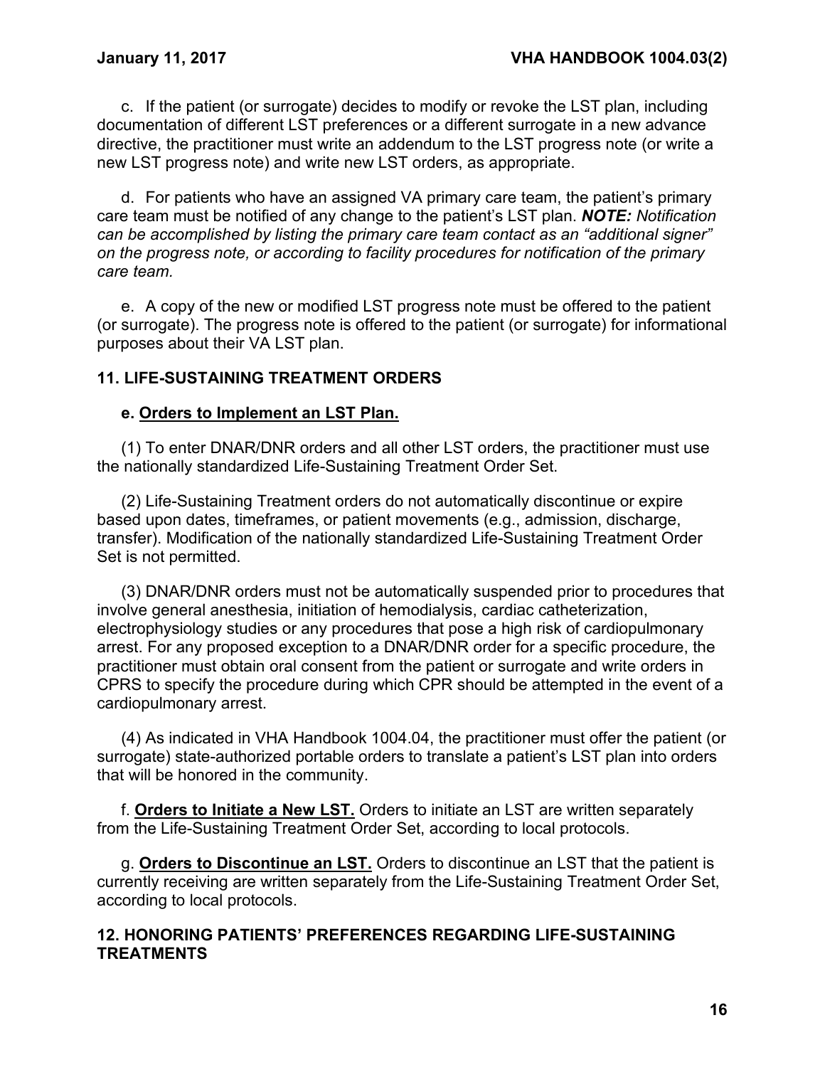c. If the patient (or surrogate) decides to modify or revoke the LST plan, including documentation of different LST preferences or a different surrogate in a new advance directive, the practitioner must write an addendum to the LST progress note (or write a new LST progress note) and write new LST orders, as appropriate.

d. For patients who have an assigned VA primary care team, the patient's primary care team must be notified of any change to the patient's LST plan. ***NOTE:*** *Notification can be accomplished by listing the primary care team contact as an "additional signer" on the progress note, or according to facility procedures for notification of the primary care team.*

e. A copy of the new or modified LST progress note must be offered to the patient (or surrogate). The progress note is offered to the patient (or surrogate) for informational purposes about their VA LST plan.

## 11. LIFE-SUSTAINING TREATMENT ORDERS

**e. <u>Orders to Implement an LST Plan.</u>**

(1) To enter DNAR/DNR orders and all other LST orders, the practitioner must use the nationally standardized Life-Sustaining Treatment Order Set.

(2) Life-Sustaining Treatment orders do not automatically discontinue or expire based upon dates, timeframes, or patient movements (e.g., admission, discharge, transfer). Modification of the nationally standardized Life-Sustaining Treatment Order Set is not permitted.

(3) DNAR/DNR orders must not be automatically suspended prior to procedures that involve general anesthesia, initiation of hemodialysis, cardiac catheterization, electrophysiology studies or any procedures that pose a high risk of cardiopulmonary arrest. For any proposed exception to a DNAR/DNR order for a specific procedure, the practitioner must obtain oral consent from the patient or surrogate and write orders in CPRS to specify the procedure during which CPR should be attempted in the event of a cardiopulmonary arrest.

(4) As indicated in VHA Handbook 1004.04, the practitioner must offer the patient (or surrogate) state-authorized portable orders to translate a patient's LST plan into orders that will be honored in the community.

f. **<u>Orders to Initiate a New LST.</u>** Orders to initiate an LST are written separately from the Life-Sustaining Treatment Order Set, according to local protocols.

g. **<u>Orders to Discontinue an LST.</u>** Orders to discontinue an LST that the patient is currently receiving are written separately from the Life-Sustaining Treatment Order Set, according to local protocols.

## 12. HONORING PATIENTS' PREFERENCES REGARDING LIFE-SUSTAINING TREATMENTS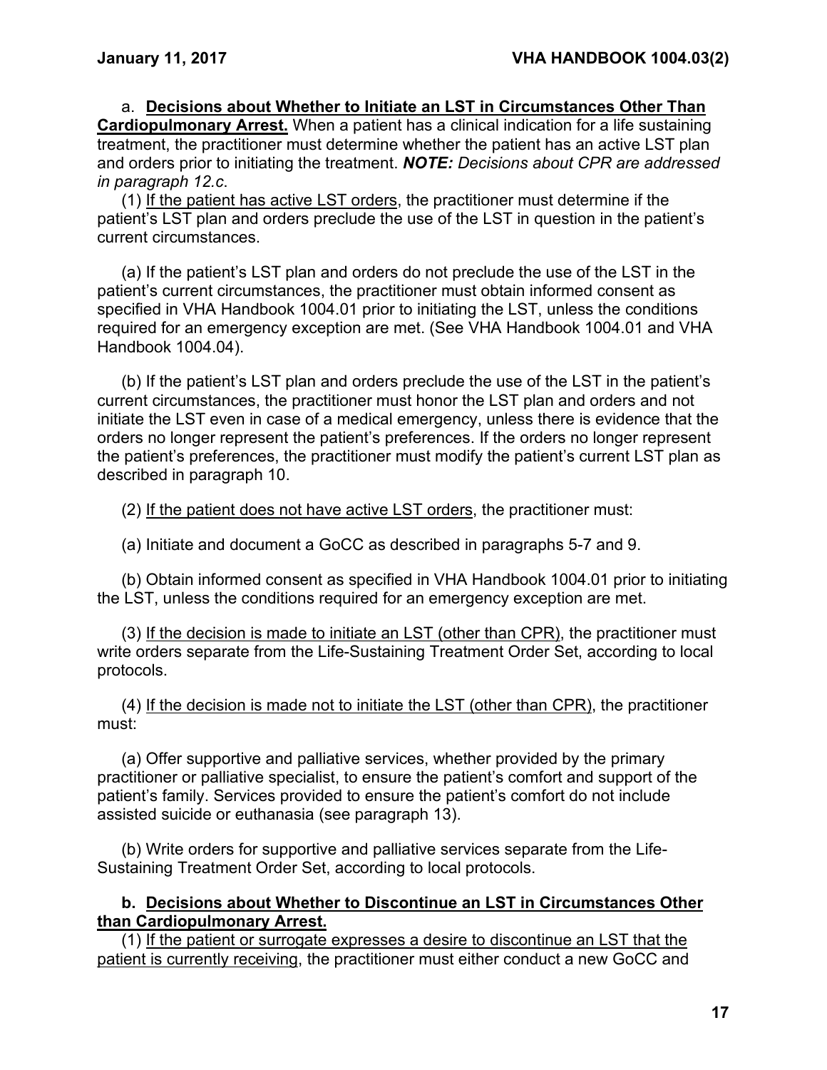a. **Decisions about Whether to Initiate an LST in Circumstances Other Than Cardiopulmonary Arrest.** When a patient has a clinical indication for a life sustaining treatment, the practitioner must determine whether the patient has an active LST plan and orders prior to initiating the treatment. ***NOTE:*** *Decisions about CPR are addressed in paragraph 12.c.*

(1) If the patient has active LST orders, the practitioner must determine if the patient's LST plan and orders preclude the use of the LST in question in the patient's current circumstances.

(a) If the patient's LST plan and orders do not preclude the use of the LST in the patient's current circumstances, the practitioner must obtain informed consent as specified in VHA Handbook 1004.01 prior to initiating the LST, unless the conditions required for an emergency exception are met. (See VHA Handbook 1004.01 and VHA Handbook 1004.04).

(b) If the patient's LST plan and orders preclude the use of the LST in the patient's current circumstances, the practitioner must honor the LST plan and orders and not initiate the LST even in case of a medical emergency, unless there is evidence that the orders no longer represent the patient's preferences. If the orders no longer represent the patient's preferences, the practitioner must modify the patient's current LST plan as described in paragraph 10.

(2) If the patient does not have active LST orders, the practitioner must:

(a) Initiate and document a GoCC as described in paragraphs 5-7 and 9.

(b) Obtain informed consent as specified in VHA Handbook 1004.01 prior to initiating the LST, unless the conditions required for an emergency exception are met.

(3) If the decision is made to initiate an LST (other than CPR), the practitioner must write orders separate from the Life-Sustaining Treatment Order Set, according to local protocols.

(4) If the decision is made not to initiate the LST (other than CPR), the practitioner must:

(a) Offer supportive and palliative services, whether provided by the primary practitioner or palliative specialist, to ensure the patient's comfort and support of the patient's family. Services provided to ensure the patient's comfort do not include assisted suicide or euthanasia (see paragraph 13).

(b) Write orders for supportive and palliative services separate from the Life-Sustaining Treatment Order Set, according to local protocols.

**b. Decisions about Whether to Discontinue an LST in Circumstances Other than Cardiopulmonary Arrest.**

(1) If the patient or surrogate expresses a desire to discontinue an LST that the patient is currently receiving, the practitioner must either conduct a new GoCC and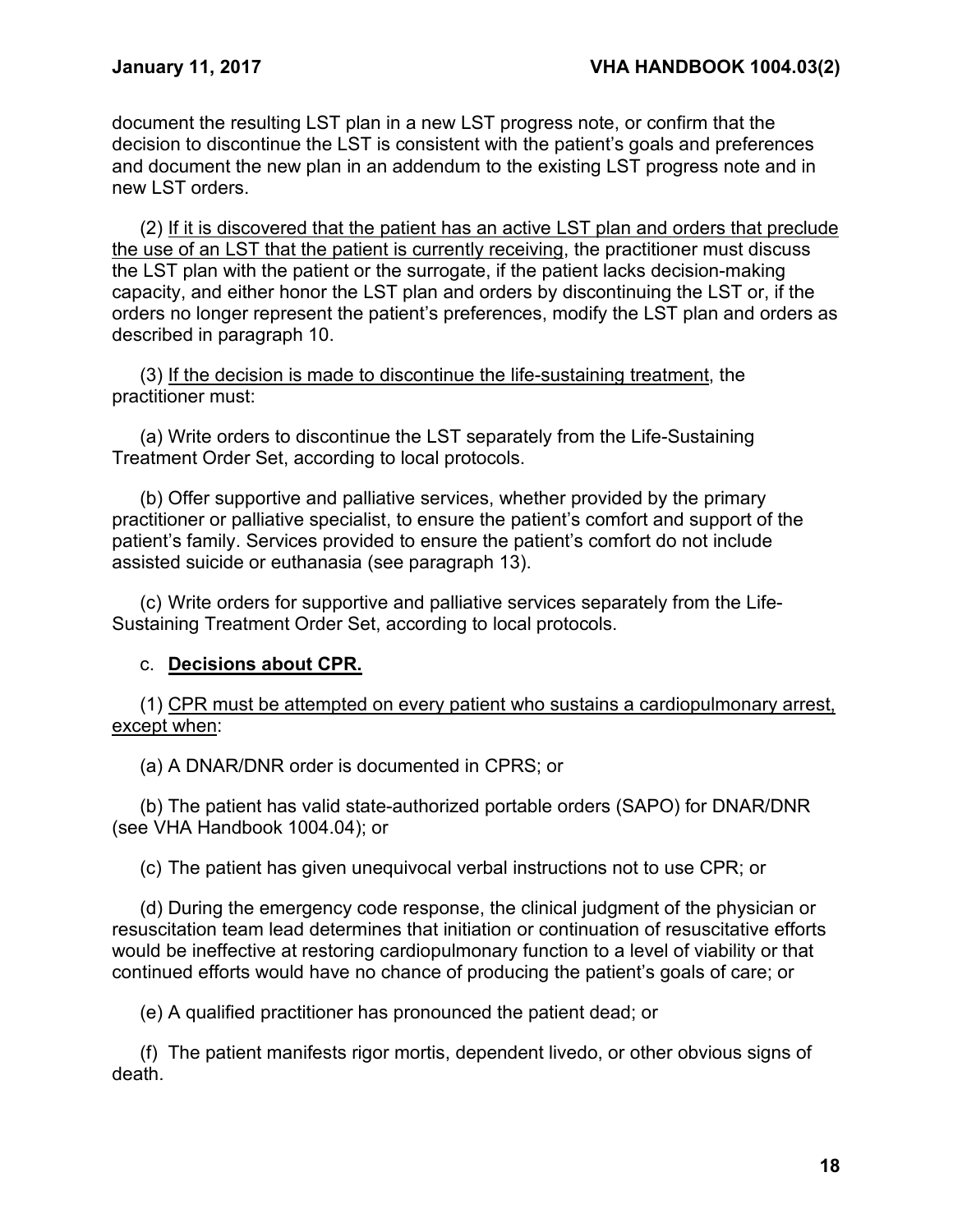document the resulting LST plan in a new LST progress note, or confirm that the decision to discontinue the LST is consistent with the patient's goals and preferences and document the new plan in an addendum to the existing LST progress note and in new LST orders.

(2) <u>If it is discovered that the patient has an active LST plan and orders that preclude the use of an LST that the patient is currently receiving</u>, the practitioner must discuss the LST plan with the patient or the surrogate, if the patient lacks decision-making capacity, and either honor the LST plan and orders by discontinuing the LST or, if the orders no longer represent the patient's preferences, modify the LST plan and orders as described in paragraph 10.

(3) <u>If the decision is made to discontinue the life-sustaining treatment</u>, the practitioner must:

(a) Write orders to discontinue the LST separately from the Life-Sustaining Treatment Order Set, according to local protocols.

(b) Offer supportive and palliative services, whether provided by the primary practitioner or palliative specialist, to ensure the patient's comfort and support of the patient's family. Services provided to ensure the patient's comfort do not include assisted suicide or euthanasia (see paragraph 13).

(c) Write orders for supportive and palliative services separately from the Life-Sustaining Treatment Order Set, according to local protocols.

c. **<u>Decisions about CPR.</u>**

(1) <u>CPR must be attempted on every patient who sustains a cardiopulmonary arrest, except when</u>:

(a) A DNAR/DNR order is documented in CPRS; or

(b) The patient has valid state-authorized portable orders (SAPO) for DNAR/DNR (see VHA Handbook 1004.04); or

(c) The patient has given unequivocal verbal instructions not to use CPR; or

(d) During the emergency code response, the clinical judgment of the physician or resuscitation team lead determines that initiation or continuation of resuscitative efforts would be ineffective at restoring cardiopulmonary function to a level of viability or that continued efforts would have no chance of producing the patient's goals of care; or

(e) A qualified practitioner has pronounced the patient dead; or

(f) The patient manifests rigor mortis, dependent livedo, or other obvious signs of death.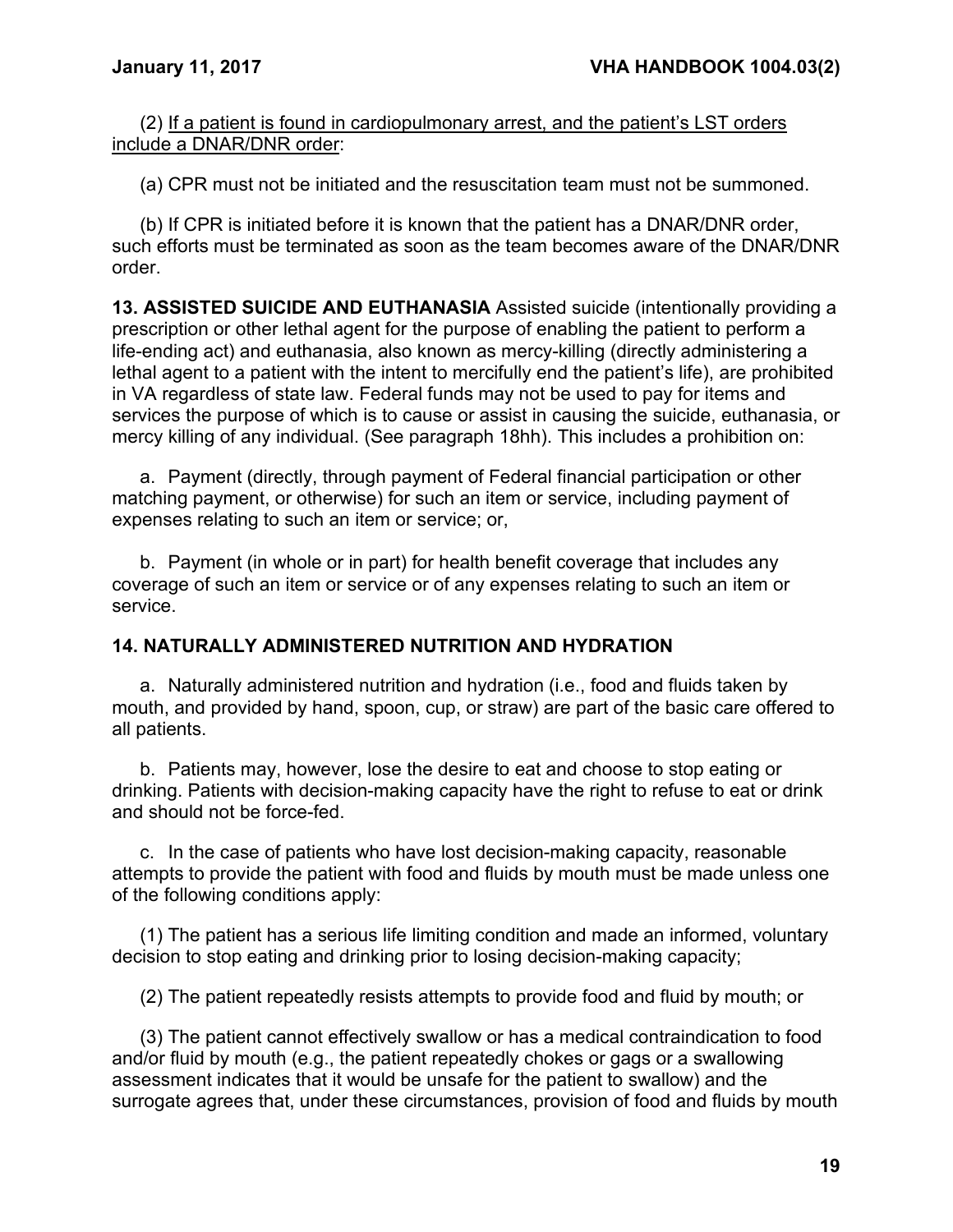(2) <u>If a patient is found in cardiopulmonary arrest, and the patient's LST orders include a DNAR/DNR order</u>:

(a) CPR must not be initiated and the resuscitation team must not be summoned.

(b) If CPR is initiated before it is known that the patient has a DNAR/DNR order, such efforts must be terminated as soon as the team becomes aware of the DNAR/DNR order.

**13. ASSISTED SUICIDE AND EUTHANASIA** Assisted suicide (intentionally providing a prescription or other lethal agent for the purpose of enabling the patient to perform a life-ending act) and euthanasia, also known as mercy-killing (directly administering a lethal agent to a patient with the intent to mercifully end the patient's life), are prohibited in VA regardless of state law. Federal funds may not be used to pay for items and services the purpose of which is to cause or assist in causing the suicide, euthanasia, or mercy killing of any individual. (See paragraph 18hh). This includes a prohibition on:

a. Payment (directly, through payment of Federal financial participation or other matching payment, or otherwise) for such an item or service, including payment of expenses relating to such an item or service; or,

b. Payment (in whole or in part) for health benefit coverage that includes any coverage of such an item or service or of any expenses relating to such an item or service.

**14. NATURALLY ADMINISTERED NUTRITION AND HYDRATION**

a. Naturally administered nutrition and hydration (i.e., food and fluids taken by mouth, and provided by hand, spoon, cup, or straw) are part of the basic care offered to all patients.

b. Patients may, however, lose the desire to eat and choose to stop eating or drinking. Patients with decision-making capacity have the right to refuse to eat or drink and should not be force-fed.

c. In the case of patients who have lost decision-making capacity, reasonable attempts to provide the patient with food and fluids by mouth must be made unless one of the following conditions apply:

(1) The patient has a serious life limiting condition and made an informed, voluntary decision to stop eating and drinking prior to losing decision-making capacity;

(2) The patient repeatedly resists attempts to provide food and fluid by mouth; or

(3) The patient cannot effectively swallow or has a medical contraindication to food and/or fluid by mouth (e.g., the patient repeatedly chokes or gags or a swallowing assessment indicates that it would be unsafe for the patient to swallow) and the surrogate agrees that, under these circumstances, provision of food and fluids by mouth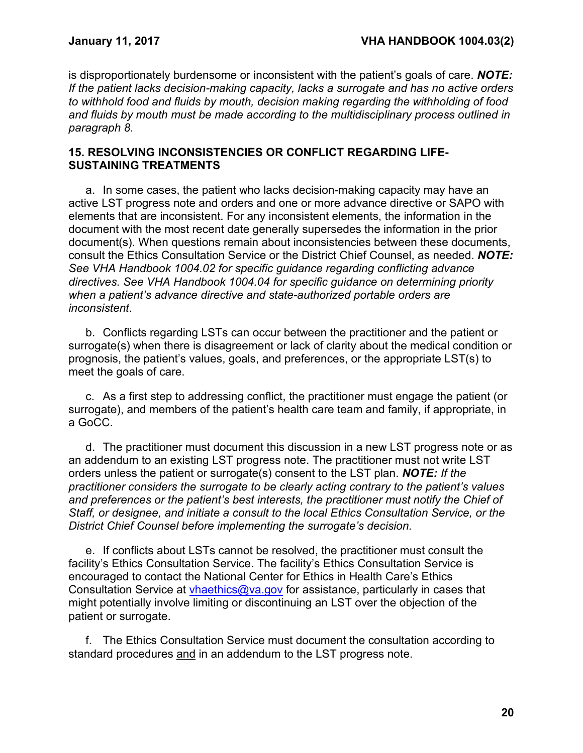is disproportionately burdensome or inconsistent with the patient's goals of care. ***NOTE:*** *If the patient lacks decision-making capacity, lacks a surrogate and has no active orders to withhold food and fluids by mouth, decision making regarding the withholding of food and fluids by mouth must be made according to the multidisciplinary process outlined in paragraph 8.*

## 15. RESOLVING INCONSISTENCIES OR CONFLICT REGARDING LIFE-SUSTAINING TREATMENTS

a. In some cases, the patient who lacks decision-making capacity may have an active LST progress note and orders and one or more advance directive or SAPO with elements that are inconsistent. For any inconsistent elements, the information in the document with the most recent date generally supersedes the information in the prior document(s). When questions remain about inconsistencies between these documents, consult the Ethics Consultation Service or the District Chief Counsel, as needed. ***NOTE:*** *See VHA Handbook 1004.02 for specific guidance regarding conflicting advance directives. See VHA Handbook 1004.04 for specific guidance on determining priority when a patient's advance directive and state-authorized portable orders are inconsistent*.

b. Conflicts regarding LSTs can occur between the practitioner and the patient or surrogate(s) when there is disagreement or lack of clarity about the medical condition or prognosis, the patient's values, goals, and preferences, or the appropriate LST(s) to meet the goals of care.

c. As a first step to addressing conflict, the practitioner must engage the patient (or surrogate), and members of the patient's health care team and family, if appropriate, in a GoCC.

d. The practitioner must document this discussion in a new LST progress note or as an addendum to an existing LST progress note. The practitioner must not write LST orders unless the patient or surrogate(s) consent to the LST plan. ***NOTE:*** *If the practitioner considers the surrogate to be clearly acting contrary to the patient's values and preferences or the patient's best interests, the practitioner must notify the Chief of Staff, or designee, and initiate a consult to the local Ethics Consultation Service, or the District Chief Counsel before implementing the surrogate's decision.*

e. If conflicts about LSTs cannot be resolved, the practitioner must consult the facility's Ethics Consultation Service. The facility's Ethics Consultation Service is encouraged to contact the National Center for Ethics in Health Care's Ethics Consultation Service at vhaethics@va.gov for assistance, particularly in cases that might potentially involve limiting or discontinuing an LST over the objection of the patient or surrogate.

f. The Ethics Consultation Service must document the consultation according to standard procedures and in an addendum to the LST progress note.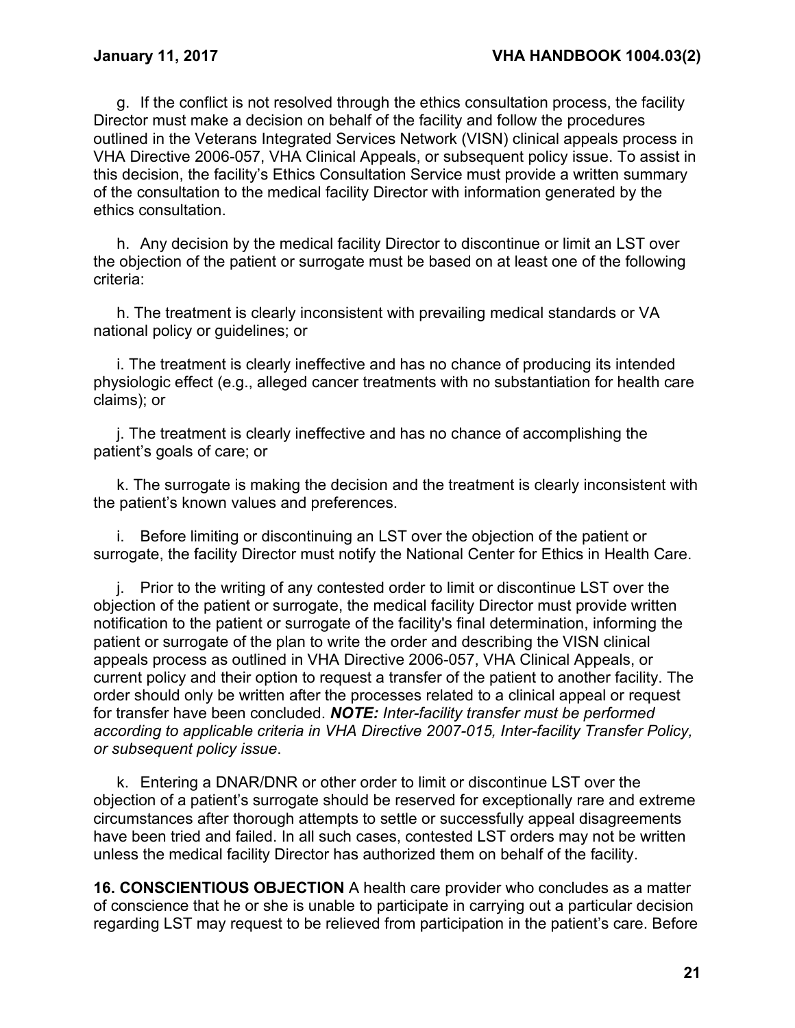g. If the conflict is not resolved through the ethics consultation process, the facility Director must make a decision on behalf of the facility and follow the procedures outlined in the Veterans Integrated Services Network (VISN) clinical appeals process in VHA Directive 2006-057, VHA Clinical Appeals, or subsequent policy issue. To assist in this decision, the facility's Ethics Consultation Service must provide a written summary of the consultation to the medical facility Director with information generated by the ethics consultation.

h. Any decision by the medical facility Director to discontinue or limit an LST over the objection of the patient or surrogate must be based on at least one of the following criteria:

h. The treatment is clearly inconsistent with prevailing medical standards or VA national policy or guidelines; or

i. The treatment is clearly ineffective and has no chance of producing its intended physiologic effect (e.g., alleged cancer treatments with no substantiation for health care claims); or

j. The treatment is clearly ineffective and has no chance of accomplishing the patient's goals of care; or

k. The surrogate is making the decision and the treatment is clearly inconsistent with the patient's known values and preferences.

i. Before limiting or discontinuing an LST over the objection of the patient or surrogate, the facility Director must notify the National Center for Ethics in Health Care.

j. Prior to the writing of any contested order to limit or discontinue LST over the objection of the patient or surrogate, the medical facility Director must provide written notification to the patient or surrogate of the facility's final determination, informing the patient or surrogate of the plan to write the order and describing the VISN clinical appeals process as outlined in VHA Directive 2006-057, VHA Clinical Appeals, or current policy and their option to request a transfer of the patient to another facility. The order should only be written after the processes related to a clinical appeal or request for transfer have been concluded. ***NOTE:*** *Inter-facility transfer must be performed according to applicable criteria in VHA Directive 2007-015, Inter-facility Transfer Policy, or subsequent policy issue*.

k. Entering a DNAR/DNR or other order to limit or discontinue LST over the objection of a patient's surrogate should be reserved for exceptionally rare and extreme circumstances after thorough attempts to settle or successfully appeal disagreements have been tried and failed. In all such cases, contested LST orders may not be written unless the medical facility Director has authorized them on behalf of the facility.

**16. CONSCIENTIOUS OBJECTION** A health care provider who concludes as a matter of conscience that he or she is unable to participate in carrying out a particular decision regarding LST may request to be relieved from participation in the patient's care. Before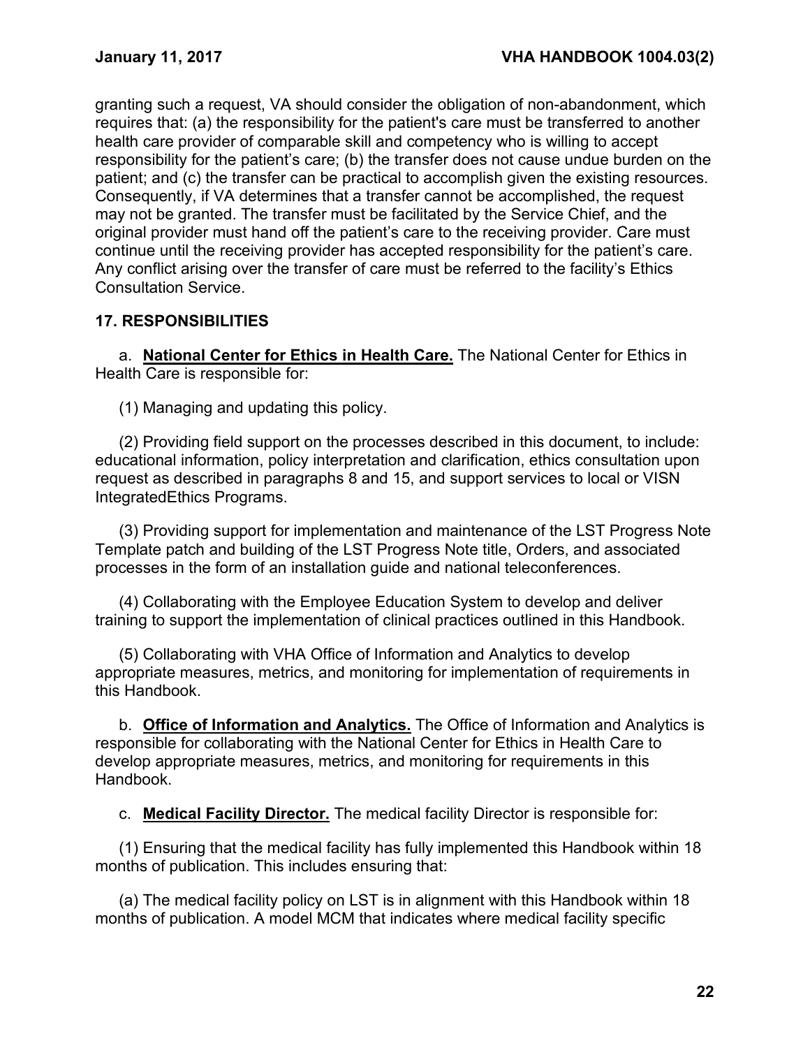granting such a request, VA should consider the obligation of non-abandonment, which requires that: (a) the responsibility for the patient's care must be transferred to another health care provider of comparable skill and competency who is willing to accept responsibility for the patient's care; (b) the transfer does not cause undue burden on the patient; and (c) the transfer can be practical to accomplish given the existing resources. Consequently, if VA determines that a transfer cannot be accomplished, the request may not be granted. The transfer must be facilitated by the Service Chief, and the original provider must hand off the patient's care to the receiving provider. Care must continue until the receiving provider has accepted responsibility for the patient's care. Any conflict arising over the transfer of care must be referred to the facility's Ethics Consultation Service.

## 17. RESPONSIBILITIES

a. **National Center for Ethics in Health Care.** The National Center for Ethics in Health Care is responsible for:

(1) Managing and updating this policy.

(2) Providing field support on the processes described in this document, to include: educational information, policy interpretation and clarification, ethics consultation upon request as described in paragraphs 8 and 15, and support services to local or VISN IntegratedEthics Programs.

(3) Providing support for implementation and maintenance of the LST Progress Note Template patch and building of the LST Progress Note title, Orders, and associated processes in the form of an installation guide and national teleconferences.

(4) Collaborating with the Employee Education System to develop and deliver training to support the implementation of clinical practices outlined in this Handbook.

(5) Collaborating with VHA Office of Information and Analytics to develop appropriate measures, metrics, and monitoring for implementation of requirements in this Handbook.

b. **Office of Information and Analytics.** The Office of Information and Analytics is responsible for collaborating with the National Center for Ethics in Health Care to develop appropriate measures, metrics, and monitoring for requirements in this Handbook.

c. **Medical Facility Director.** The medical facility Director is responsible for:

(1) Ensuring that the medical facility has fully implemented this Handbook within 18 months of publication. This includes ensuring that:

(a) The medical facility policy on LST is in alignment with this Handbook within 18 months of publication. A model MCM that indicates where medical facility specific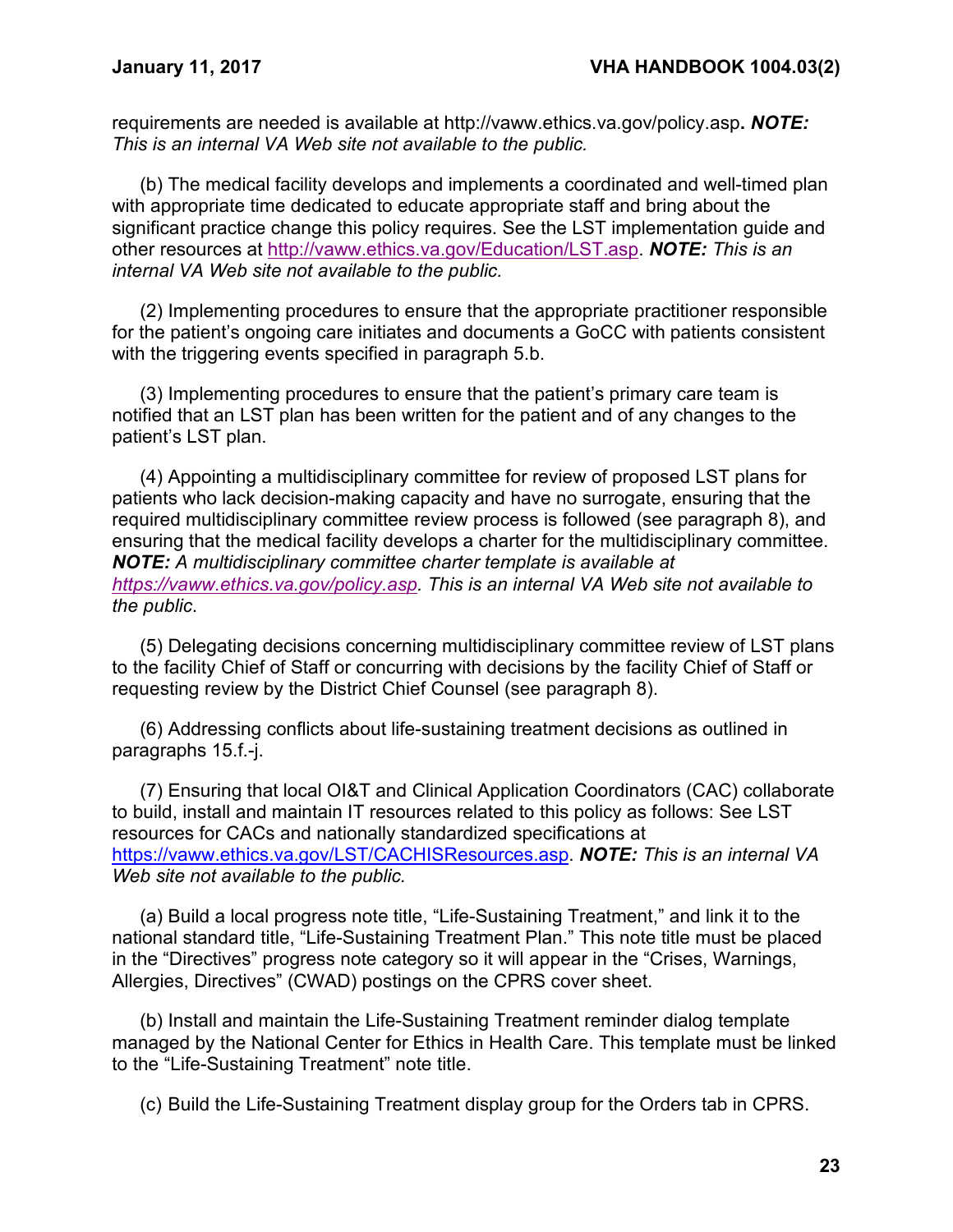requirements are needed is available at http://vaww.ethics.va.gov/policy.asp. ***NOTE:*** *This is an internal VA Web site not available to the public.*

(b) The medical facility develops and implements a coordinated and well-timed plan with appropriate time dedicated to educate appropriate staff and bring about the significant practice change this policy requires. See the LST implementation guide and other resources at http://vaww.ethics.va.gov/Education/LST.asp. ***NOTE:*** *This is an internal VA Web site not available to the public.*

(2) Implementing procedures to ensure that the appropriate practitioner responsible for the patient's ongoing care initiates and documents a GoCC with patients consistent with the triggering events specified in paragraph 5.b.

(3) Implementing procedures to ensure that the patient's primary care team is notified that an LST plan has been written for the patient and of any changes to the patient's LST plan.

(4) Appointing a multidisciplinary committee for review of proposed LST plans for patients who lack decision-making capacity and have no surrogate, ensuring that the required multidisciplinary committee review process is followed (see paragraph 8), and ensuring that the medical facility develops a charter for the multidisciplinary committee. ***NOTE:*** *A multidisciplinary committee charter template is available at https://vaww.ethics.va.gov/policy.asp. This is an internal VA Web site not available to the public*.

(5) Delegating decisions concerning multidisciplinary committee review of LST plans to the facility Chief of Staff or concurring with decisions by the facility Chief of Staff or requesting review by the District Chief Counsel (see paragraph 8).

(6) Addressing conflicts about life-sustaining treatment decisions as outlined in paragraphs 15.f.-j.

(7) Ensuring that local OI&T and Clinical Application Coordinators (CAC) collaborate to build, install and maintain IT resources related to this policy as follows: See LST resources for CACs and nationally standardized specifications at https://vaww.ethics.va.gov/LST/CACHISResources.asp. ***NOTE:*** *This is an internal VA Web site not available to the public.*

(a) Build a local progress note title, "Life-Sustaining Treatment," and link it to the national standard title, "Life-Sustaining Treatment Plan." This note title must be placed in the "Directives" progress note category so it will appear in the "Crises, Warnings, Allergies, Directives" (CWAD) postings on the CPRS cover sheet.

(b) Install and maintain the Life-Sustaining Treatment reminder dialog template managed by the National Center for Ethics in Health Care. This template must be linked to the "Life-Sustaining Treatment" note title.

(c) Build the Life-Sustaining Treatment display group for the Orders tab in CPRS.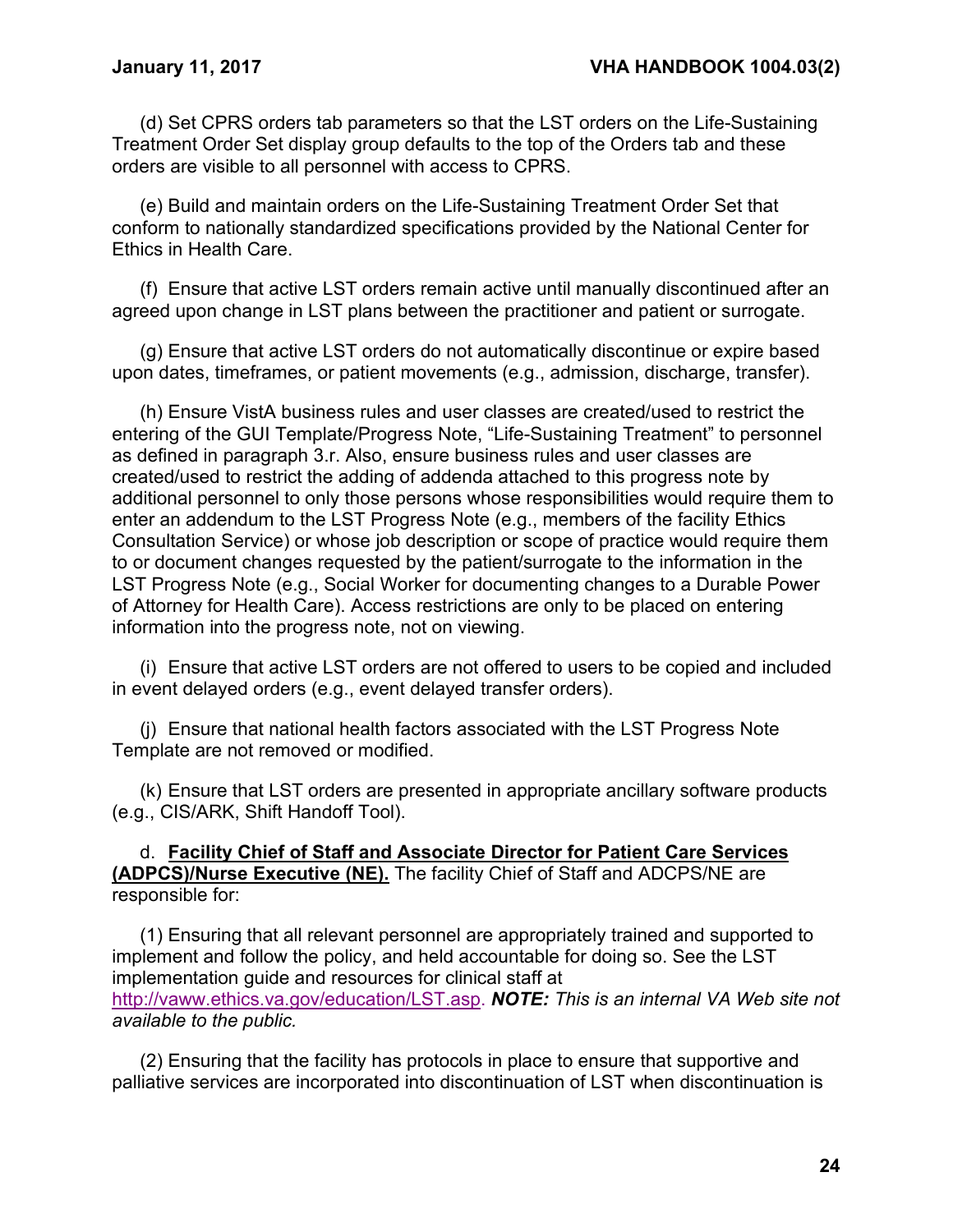(d) Set CPRS orders tab parameters so that the LST orders on the Life-Sustaining Treatment Order Set display group defaults to the top of the Orders tab and these orders are visible to all personnel with access to CPRS.

(e) Build and maintain orders on the Life-Sustaining Treatment Order Set that conform to nationally standardized specifications provided by the National Center for Ethics in Health Care.

(f) Ensure that active LST orders remain active until manually discontinued after an agreed upon change in LST plans between the practitioner and patient or surrogate.

(g) Ensure that active LST orders do not automatically discontinue or expire based upon dates, timeframes, or patient movements (e.g., admission, discharge, transfer).

(h) Ensure VistA business rules and user classes are created/used to restrict the entering of the GUI Template/Progress Note, "Life-Sustaining Treatment" to personnel as defined in paragraph 3.r. Also, ensure business rules and user classes are created/used to restrict the adding of addenda attached to this progress note by additional personnel to only those persons whose responsibilities would require them to enter an addendum to the LST Progress Note (e.g., members of the facility Ethics Consultation Service) or whose job description or scope of practice would require them to or document changes requested by the patient/surrogate to the information in the LST Progress Note (e.g., Social Worker for documenting changes to a Durable Power of Attorney for Health Care). Access restrictions are only to be placed on entering information into the progress note, not on viewing.

(i) Ensure that active LST orders are not offered to users to be copied and included in event delayed orders (e.g., event delayed transfer orders).

(j) Ensure that national health factors associated with the LST Progress Note Template are not removed or modified.

(k) Ensure that LST orders are presented in appropriate ancillary software products (e.g., CIS/ARK, Shift Handoff Tool).

d. **Facility Chief of Staff and Associate Director for Patient Care Services (ADPCS)/Nurse Executive (NE).** The facility Chief of Staff and ADCPS/NE are responsible for:

(1) Ensuring that all relevant personnel are appropriately trained and supported to implement and follow the policy, and held accountable for doing so. See the LST implementation guide and resources for clinical staff at http://vaww.ethics.va.gov/education/LST.asp. ***NOTE:*** *This is an internal VA Web site not available to the public.*

(2) Ensuring that the facility has protocols in place to ensure that supportive and palliative services are incorporated into discontinuation of LST when discontinuation is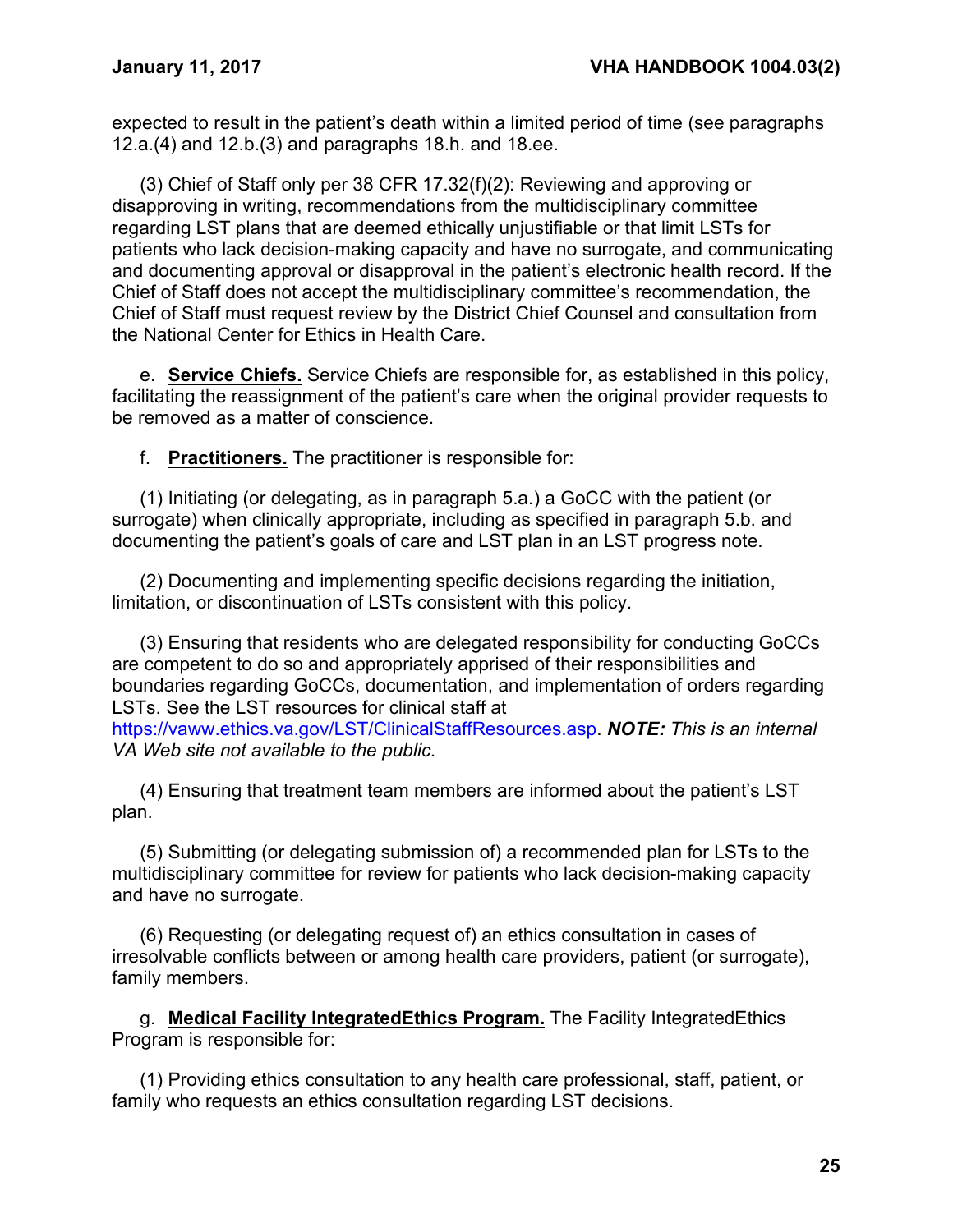expected to result in the patient's death within a limited period of time (see paragraphs 12.a.(4) and 12.b.(3) and paragraphs 18.h. and 18.ee.

(3) Chief of Staff only per 38 CFR 17.32(f)(2): Reviewing and approving or disapproving in writing, recommendations from the multidisciplinary committee regarding LST plans that are deemed ethically unjustifiable or that limit LSTs for patients who lack decision-making capacity and have no surrogate, and communicating and documenting approval or disapproval in the patient's electronic health record. If the Chief of Staff does not accept the multidisciplinary committee's recommendation, the Chief of Staff must request review by the District Chief Counsel and consultation from the National Center for Ethics in Health Care.

e. **Service Chiefs.** Service Chiefs are responsible for, as established in this policy, facilitating the reassignment of the patient's care when the original provider requests to be removed as a matter of conscience.

f. **Practitioners.** The practitioner is responsible for:

(1) Initiating (or delegating, as in paragraph 5.a.) a GoCC with the patient (or surrogate) when clinically appropriate, including as specified in paragraph 5.b. and documenting the patient's goals of care and LST plan in an LST progress note.

(2) Documenting and implementing specific decisions regarding the initiation, limitation, or discontinuation of LSTs consistent with this policy.

(3) Ensuring that residents who are delegated responsibility for conducting GoCCs are competent to do so and appropriately apprised of their responsibilities and boundaries regarding GoCCs, documentation, and implementation of orders regarding LSTs. See the LST resources for clinical staff at https://vaww.ethics.va.gov/LST/ClinicalStaffResources.asp. ***NOTE:*** *This is an internal VA Web site not available to the public.*

(4) Ensuring that treatment team members are informed about the patient's LST plan.

(5) Submitting (or delegating submission of) a recommended plan for LSTs to the multidisciplinary committee for review for patients who lack decision-making capacity and have no surrogate.

(6) Requesting (or delegating request of) an ethics consultation in cases of irresolvable conflicts between or among health care providers, patient (or surrogate), family members.

g. **Medical Facility IntegratedEthics Program.** The Facility IntegratedEthics Program is responsible for:

(1) Providing ethics consultation to any health care professional, staff, patient, or family who requests an ethics consultation regarding LST decisions.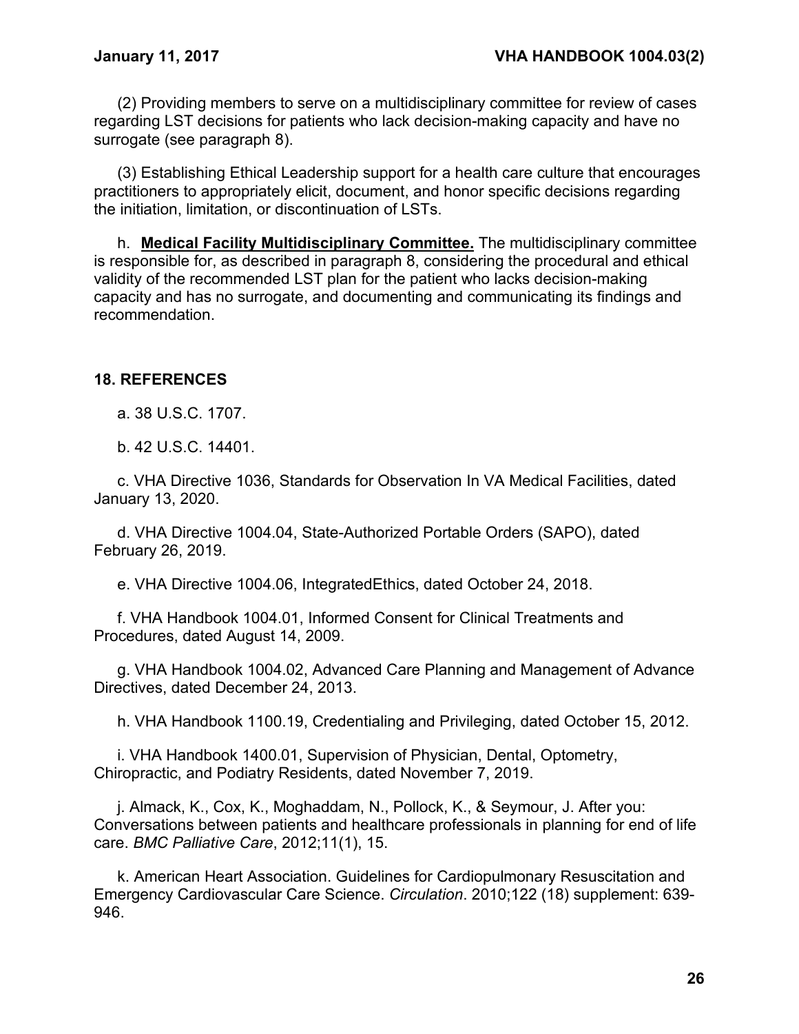(2) Providing members to serve on a multidisciplinary committee for review of cases regarding LST decisions for patients who lack decision-making capacity and have no surrogate (see paragraph 8).

(3) Establishing Ethical Leadership support for a health care culture that encourages practitioners to appropriately elicit, document, and honor specific decisions regarding the initiation, limitation, or discontinuation of LSTs.

h. **Medical Facility Multidisciplinary Committee.** The multidisciplinary committee is responsible for, as described in paragraph 8, considering the procedural and ethical validity of the recommended LST plan for the patient who lacks decision-making capacity and has no surrogate, and documenting and communicating its findings and recommendation.

## 18. REFERENCES

a. 38 U.S.C. 1707.

b. 42 U.S.C. 14401.

c. VHA Directive 1036, Standards for Observation In VA Medical Facilities, dated January 13, 2020.

d. VHA Directive 1004.04, State-Authorized Portable Orders (SAPO), dated February 26, 2019.

e. VHA Directive 1004.06, IntegratedEthics, dated October 24, 2018.

f. VHA Handbook 1004.01, Informed Consent for Clinical Treatments and Procedures, dated August 14, 2009.

g. VHA Handbook 1004.02, Advanced Care Planning and Management of Advance Directives, dated December 24, 2013.

h. VHA Handbook 1100.19, Credentialing and Privileging, dated October 15, 2012.

i. VHA Handbook 1400.01, Supervision of Physician, Dental, Optometry, Chiropractic, and Podiatry Residents, dated November 7, 2019.

j. Almack, K., Cox, K., Moghaddam, N., Pollock, K., & Seymour, J. After you: Conversations between patients and healthcare professionals in planning for end of life care. *BMC Palliative Care*, 2012;11(1), 15.

k. American Heart Association. Guidelines for Cardiopulmonary Resuscitation and Emergency Cardiovascular Care Science. *Circulation*. 2010;122 (18) supplement: 639-946.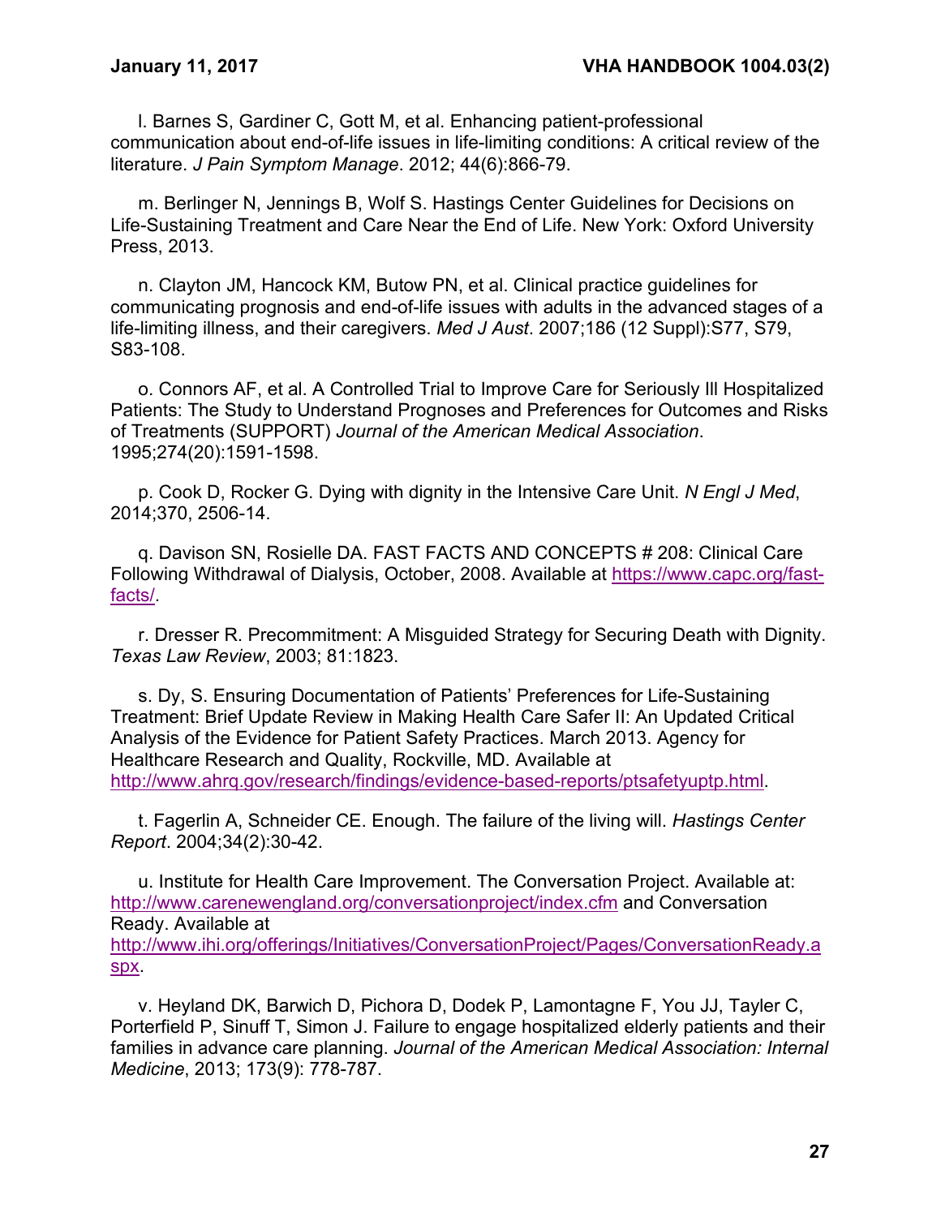l. Barnes S, Gardiner C, Gott M, et al. Enhancing patient-professional communication about end-of-life issues in life-limiting conditions: A critical review of the literature. *J Pain Symptom Manage*. 2012; 44(6):866-79.

m. Berlinger N, Jennings B, Wolf S. Hastings Center Guidelines for Decisions on Life-Sustaining Treatment and Care Near the End of Life. New York: Oxford University Press, 2013.

n. Clayton JM, Hancock KM, Butow PN, et al. Clinical practice guidelines for communicating prognosis and end-of-life issues with adults in the advanced stages of a life-limiting illness, and their caregivers. *Med J Aust*. 2007;186 (12 Suppl):S77, S79, S83-108.

o. Connors AF, et al. A Controlled Trial to Improve Care for Seriously Ill Hospitalized Patients: The Study to Understand Prognoses and Preferences for Outcomes and Risks of Treatments (SUPPORT) *Journal of the American Medical Association*. 1995;274(20):1591-1598.

p. Cook D, Rocker G. Dying with dignity in the Intensive Care Unit. *N Engl J Med*, 2014;370, 2506-14.

q. Davison SN, Rosielle DA. FAST FACTS AND CONCEPTS # 208: Clinical Care Following Withdrawal of Dialysis, October, 2008. Available at https://www.capc.org/fast-facts/.

r. Dresser R. Precommitment: A Misguided Strategy for Securing Death with Dignity. *Texas Law Review*, 2003; 81:1823.

s. Dy, S. Ensuring Documentation of Patients' Preferences for Life-Sustaining Treatment: Brief Update Review in Making Health Care Safer II: An Updated Critical Analysis of the Evidence for Patient Safety Practices. March 2013. Agency for Healthcare Research and Quality, Rockville, MD. Available at http://www.ahrq.gov/research/findings/evidence-based-reports/ptsafetyuptp.html.

t. Fagerlin A, Schneider CE. Enough. The failure of the living will. *Hastings Center Report*. 2004;34(2):30-42.

u. Institute for Health Care Improvement. The Conversation Project. Available at: http://www.carenewengland.org/conversationproject/index.cfm and Conversation Ready. Available at http://www.ihi.org/offerings/Initiatives/ConversationProject/Pages/ConversationReady.aspx.

v. Heyland DK, Barwich D, Pichora D, Dodek P, Lamontagne F, You JJ, Tayler C, Porterfield P, Sinuff T, Simon J. Failure to engage hospitalized elderly patients and their families in advance care planning. *Journal of the American Medical Association: Internal Medicine*, 2013; 173(9): 778-787.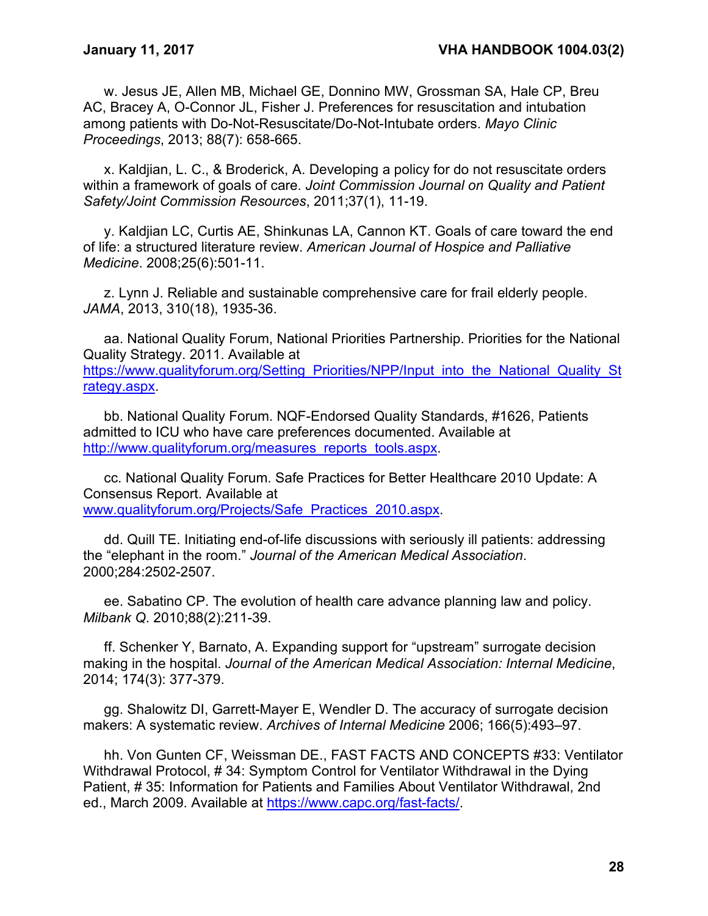w. Jesus JE, Allen MB, Michael GE, Donnino MW, Grossman SA, Hale CP, Breu AC, Bracey A, O-Connor JL, Fisher J. Preferences for resuscitation and intubation among patients with Do-Not-Resuscitate/Do-Not-Intubate orders. *Mayo Clinic Proceedings*, 2013; 88(7): 658-665.

x. Kaldjian, L. C., & Broderick, A. Developing a policy for do not resuscitate orders within a framework of goals of care. *Joint Commission Journal on Quality and Patient Safety/Joint Commission Resources*, 2011;37(1), 11-19.

y. Kaldjian LC, Curtis AE, Shinkunas LA, Cannon KT. Goals of care toward the end of life: a structured literature review. *American Journal of Hospice and Palliative Medicine*. 2008;25(6):501-11.

z. Lynn J. Reliable and sustainable comprehensive care for frail elderly people. *JAMA*, 2013, 310(18), 1935-36.

aa. National Quality Forum, National Priorities Partnership. Priorities for the National Quality Strategy. 2011. Available at https://www.qualityforum.org/Setting_Priorities/NPP/Input_into_the_National_Quality_Strategy.aspx.

bb. National Quality Forum. NQF-Endorsed Quality Standards, #1626, Patients admitted to ICU who have care preferences documented. Available at http://www.qualityforum.org/measures_reports_tools.aspx.

cc. National Quality Forum. Safe Practices for Better Healthcare 2010 Update: A Consensus Report. Available at www.qualityforum.org/Projects/Safe_Practices_2010.aspx.

dd. Quill TE. Initiating end-of-life discussions with seriously ill patients: addressing the "elephant in the room." *Journal of the American Medical Association*. 2000;284:2502-2507.

ee. Sabatino CP. The evolution of health care advance planning law and policy. *Milbank Q*. 2010;88(2):211-39.

ff. Schenker Y, Barnato, A. Expanding support for "upstream" surrogate decision making in the hospital. *Journal of the American Medical Association: Internal Medicine*, 2014; 174(3): 377-379.

gg. Shalowitz DI, Garrett-Mayer E, Wendler D. The accuracy of surrogate decision makers: A systematic review. *Archives of Internal Medicine* 2006; 166(5):493–97.

hh. Von Gunten CF, Weissman DE., FAST FACTS AND CONCEPTS #33: Ventilator Withdrawal Protocol, # 34: Symptom Control for Ventilator Withdrawal in the Dying Patient, # 35: Information for Patients and Families About Ventilator Withdrawal, 2nd ed., March 2009. Available at https://www.capc.org/fast-facts/.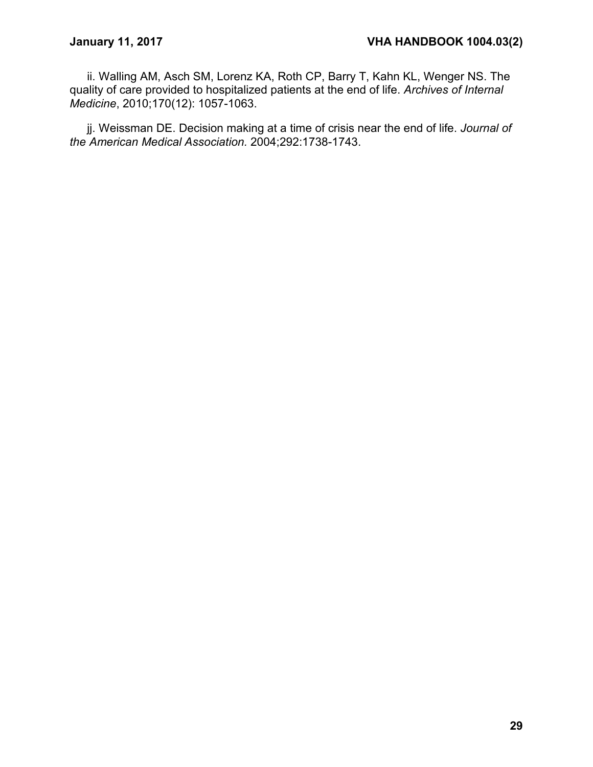ii. Walling AM, Asch SM, Lorenz KA, Roth CP, Barry T, Kahn KL, Wenger NS. The quality of care provided to hospitalized patients at the end of life. *Archives of Internal Medicine*, 2010;170(12): 1057-1063.

jj. Weissman DE. Decision making at a time of crisis near the end of life. *Journal of the American Medical Association.* 2004;292:1738-1743.